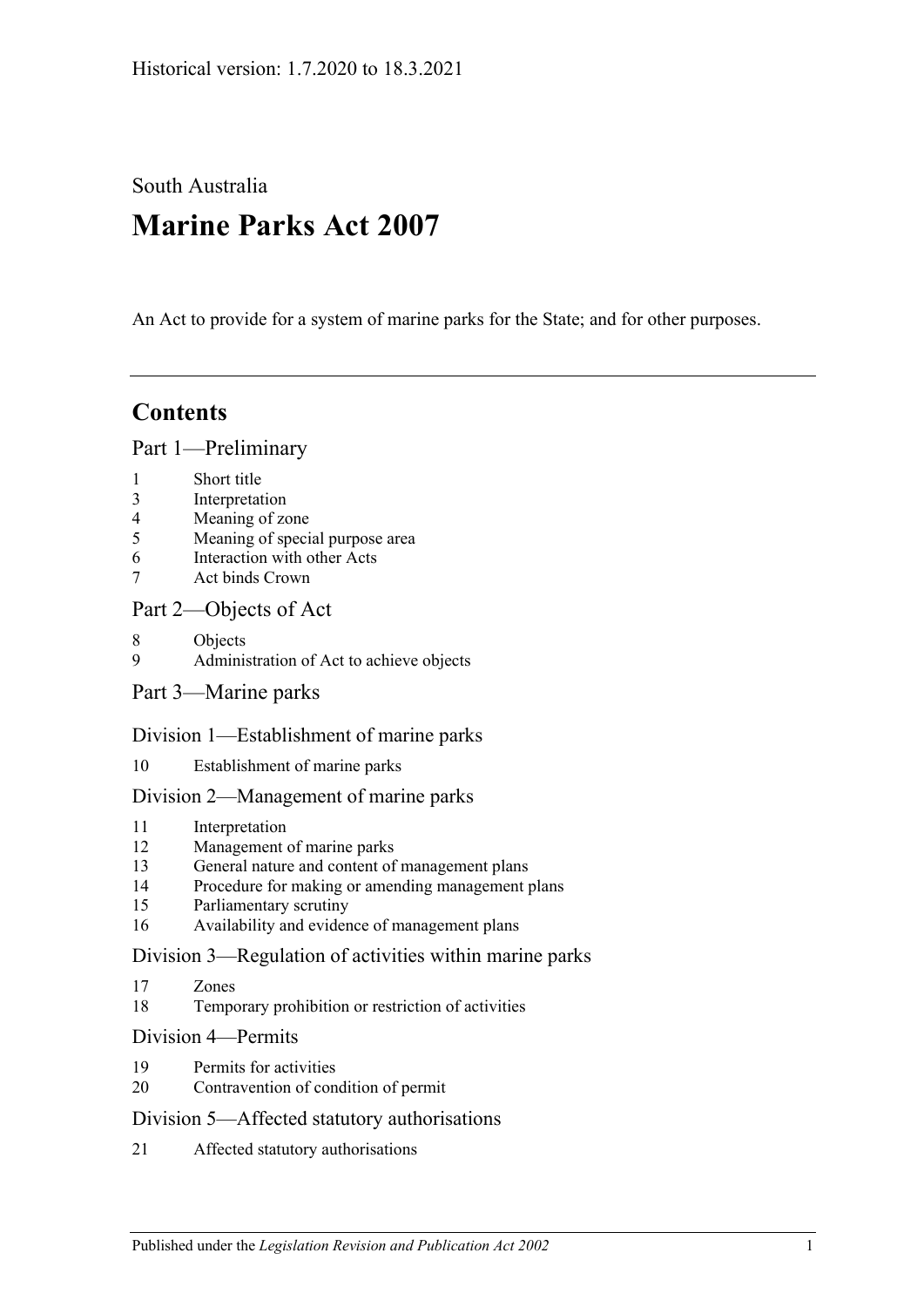Historical version: 1.7.2020 to 18.3.2021

South Australia

# Marine Parks Act 2007

An Act to provide for a system of marine parks for the State; and for other purposes.

## Contents

### Part 1—Preliminary

1 Short title
3 Interpretation
4 Meaning of zone
5 Meaning of special purpose area
6 Interaction with other Acts
7 Act binds Crown

### Part 2—Objects of Act

8 Objects
9 Administration of Act to achieve objects

### Part 3—Marine parks

#### Division 1—Establishment of marine parks

10 Establishment of marine parks

#### Division 2—Management of marine parks

11 Interpretation
12 Management of marine parks
13 General nature and content of management plans
14 Procedure for making or amending management plans
15 Parliamentary scrutiny
16 Availability and evidence of management plans

#### Division 3—Regulation of activities within marine parks

17 Zones
18 Temporary prohibition or restriction of activities

#### Division 4—Permits

19 Permits for activities
20 Contravention of condition of permit

#### Division 5—Affected statutory authorisations

21 Affected statutory authorisations

Published under the *Legislation Revision and Publication Act 2002*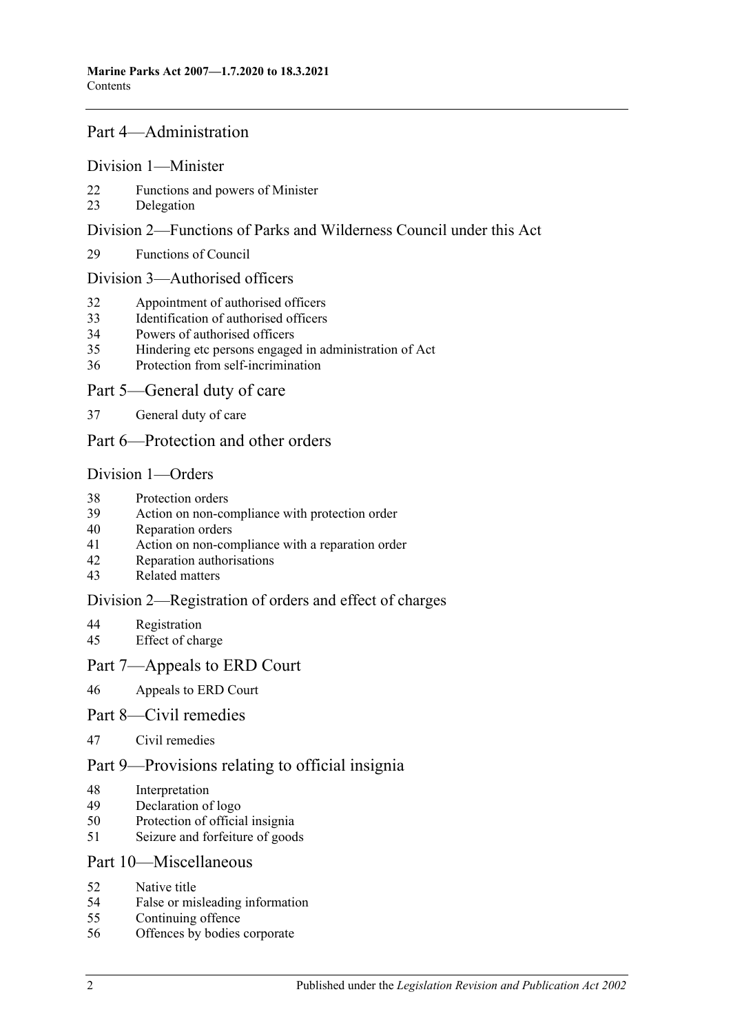## Part 4—Administration

### Division 1—Minister

22 Functions and powers of Minister
23 Delegation

### Division 2—Functions of Parks and Wilderness Council under this Act

29 Functions of Council

### Division 3—Authorised officers

32 Appointment of authorised officers
33 Identification of authorised officers
34 Powers of authorised officers
35 Hindering etc persons engaged in administration of Act
36 Protection from self-incrimination

## Part 5—General duty of care

37 General duty of care

## Part 6—Protection and other orders

### Division 1—Orders

38 Protection orders
39 Action on non-compliance with protection order
40 Reparation orders
41 Action on non-compliance with a reparation order
42 Reparation authorisations
43 Related matters

### Division 2—Registration of orders and effect of charges

44 Registration
45 Effect of charge

## Part 7—Appeals to ERD Court

46 Appeals to ERD Court

## Part 8—Civil remedies

47 Civil remedies

## Part 9—Provisions relating to official insignia

48 Interpretation
49 Declaration of logo
50 Protection of official insignia
51 Seizure and forfeiture of goods

## Part 10—Miscellaneous

52 Native title
54 False or misleading information
55 Continuing offence
56 Offences by bodies corporate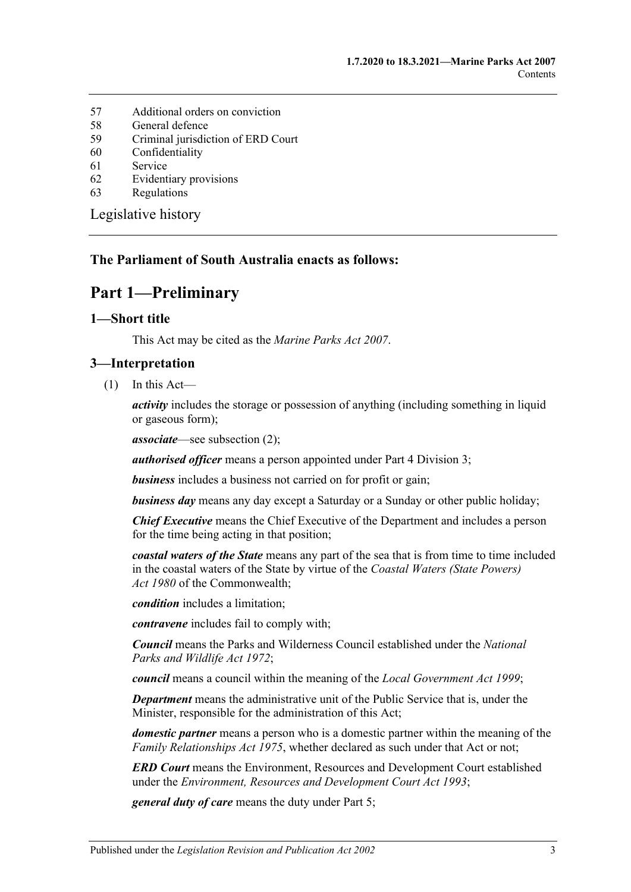57 Additional orders on conviction
58 General defence
59 Criminal jurisdiction of ERD Court
60 Confidentiality
61 Service
62 Evidentiary provisions
63 Regulations

Legislative history

**The Parliament of South Australia enacts as follows:**

# Part 1—Preliminary

## 1—Short title

This Act may be cited as the *Marine Parks Act 2007*.

## 3—Interpretation

(1) In this Act—

***activity*** includes the storage or possession of anything (including something in liquid or gaseous form);

***associate***—see subsection (2);

***authorised officer*** means a person appointed under Part 4 Division 3;

***business*** includes a business not carried on for profit or gain;

***business day*** means any day except a Saturday or a Sunday or other public holiday;

***Chief Executive*** means the Chief Executive of the Department and includes a person for the time being acting in that position;

***coastal waters of the State*** means any part of the sea that is from time to time included in the coastal waters of the State by virtue of the *Coastal Waters (State Powers) Act 1980* of the Commonwealth;

***condition*** includes a limitation;

***contravene*** includes fail to comply with;

***Council*** means the Parks and Wilderness Council established under the *National Parks and Wildlife Act 1972*;

***council*** means a council within the meaning of the *Local Government Act 1999*;

***Department*** means the administrative unit of the Public Service that is, under the Minister, responsible for the administration of this Act;

***domestic partner*** means a person who is a domestic partner within the meaning of the *Family Relationships Act 1975*, whether declared as such under that Act or not;

***ERD Court*** means the Environment, Resources and Development Court established under the *Environment, Resources and Development Court Act 1993*;

***general duty of care*** means the duty under Part 5;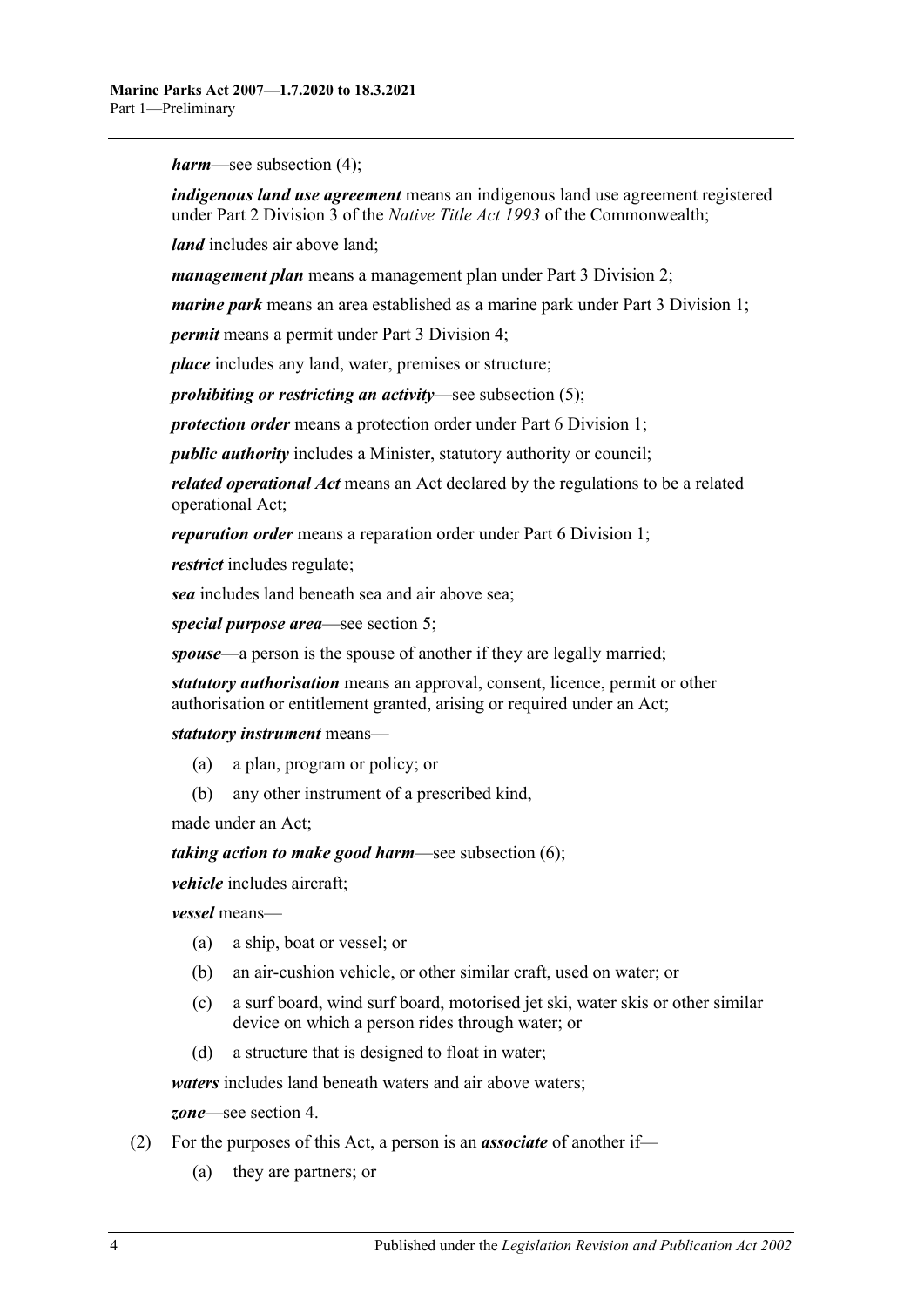***harm***—see subsection (4);

***indigenous land use agreement*** means an indigenous land use agreement registered under Part 2 Division 3 of the *Native Title Act 1993* of the Commonwealth;

***land*** includes air above land;

***management plan*** means a management plan under Part 3 Division 2;

***marine park*** means an area established as a marine park under Part 3 Division 1;

***permit*** means a permit under Part 3 Division 4;

***place*** includes any land, water, premises or structure;

***prohibiting or restricting an activity***—see subsection (5);

***protection order*** means a protection order under Part 6 Division 1;

***public authority*** includes a Minister, statutory authority or council;

***related operational Act*** means an Act declared by the regulations to be a related operational Act;

***reparation order*** means a reparation order under Part 6 Division 1;

***restrict*** includes regulate;

***sea*** includes land beneath sea and air above sea;

***special purpose area***—see section 5;

***spouse***—a person is the spouse of another if they are legally married;

***statutory authorisation*** means an approval, consent, licence, permit or other authorisation or entitlement granted, arising or required under an Act;

***statutory instrument*** means—

(a) a plan, program or policy; or

(b) any other instrument of a prescribed kind,

made under an Act;

***taking action to make good harm***—see subsection (6);

***vehicle*** includes aircraft;

***vessel*** means—

(a) a ship, boat or vessel; or

(b) an air-cushion vehicle, or other similar craft, used on water; or

(c) a surf board, wind surf board, motorised jet ski, water skis or other similar device on which a person rides through water; or

(d) a structure that is designed to float in water;

***waters*** includes land beneath waters and air above waters;

***zone***—see section 4.

(2) For the purposes of this Act, a person is an ***associate*** of another if—

(a) they are partners; or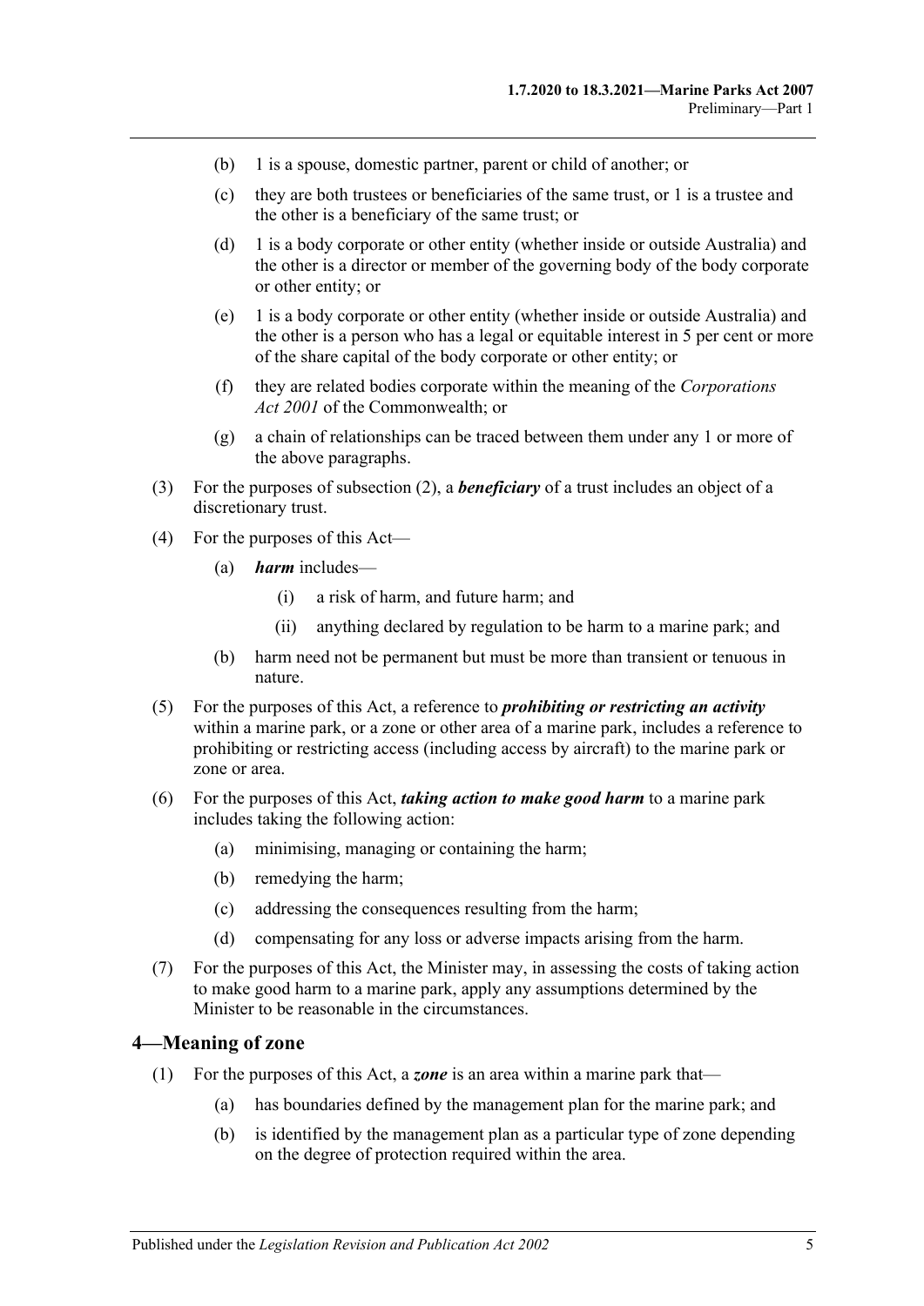(b) 1 is a spouse, domestic partner, parent or child of another; or

(c) they are both trustees or beneficiaries of the same trust, or 1 is a trustee and the other is a beneficiary of the same trust; or

(d) 1 is a body corporate or other entity (whether inside or outside Australia) and the other is a director or member of the governing body of the body corporate or other entity; or

(e) 1 is a body corporate or other entity (whether inside or outside Australia) and the other is a person who has a legal or equitable interest in 5 per cent or more of the share capital of the body corporate or other entity; or

(f) they are related bodies corporate within the meaning of the *Corporations Act 2001* of the Commonwealth; or

(g) a chain of relationships can be traced between them under any 1 or more of the above paragraphs.

(3) For the purposes of subsection (2), a ***beneficiary*** of a trust includes an object of a discretionary trust.

(4) For the purposes of this Act—

(a) ***harm*** includes—

(i) a risk of harm, and future harm; and

(ii) anything declared by regulation to be harm to a marine park; and

(b) harm need not be permanent but must be more than transient or tenuous in nature.

(5) For the purposes of this Act, a reference to ***prohibiting or restricting an activity*** within a marine park, or a zone or other area of a marine park, includes a reference to prohibiting or restricting access (including access by aircraft) to the marine park or zone or area.

(6) For the purposes of this Act, ***taking action to make good harm*** to a marine park includes taking the following action:

(a) minimising, managing or containing the harm;

(b) remedying the harm;

(c) addressing the consequences resulting from the harm;

(d) compensating for any loss or adverse impacts arising from the harm.

(7) For the purposes of this Act, the Minister may, in assessing the costs of taking action to make good harm to a marine park, apply any assumptions determined by the Minister to be reasonable in the circumstances.

## 4—Meaning of zone

(1) For the purposes of this Act, a ***zone*** is an area within a marine park that—

(a) has boundaries defined by the management plan for the marine park; and

(b) is identified by the management plan as a particular type of zone depending on the degree of protection required within the area.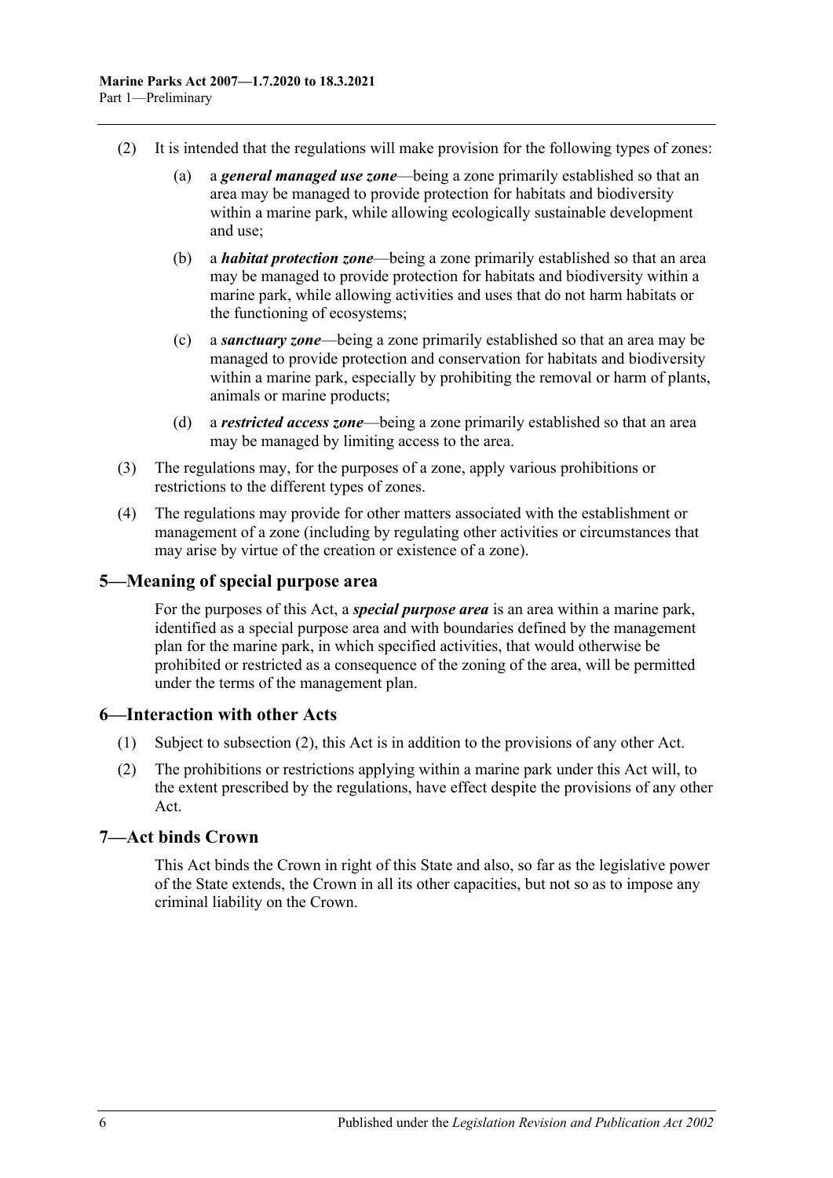(2) It is intended that the regulations will make provision for the following types of zones:

(a) a ***general managed use zone***—being a zone primarily established so that an area may be managed to provide protection for habitats and biodiversity within a marine park, while allowing ecologically sustainable development and use;

(b) a ***habitat protection zone***—being a zone primarily established so that an area may be managed to provide protection for habitats and biodiversity within a marine park, while allowing activities and uses that do not harm habitats or the functioning of ecosystems;

(c) a ***sanctuary zone***—being a zone primarily established so that an area may be managed to provide protection and conservation for habitats and biodiversity within a marine park, especially by prohibiting the removal or harm of plants, animals or marine products;

(d) a ***restricted access zone***—being a zone primarily established so that an area may be managed by limiting access to the area.

(3) The regulations may, for the purposes of a zone, apply various prohibitions or restrictions to the different types of zones.

(4) The regulations may provide for other matters associated with the establishment or management of a zone (including by regulating other activities or circumstances that may arise by virtue of the creation or existence of a zone).

## 5—Meaning of special purpose area

For the purposes of this Act, a ***special purpose area*** is an area within a marine park, identified as a special purpose area and with boundaries defined by the management plan for the marine park, in which specified activities, that would otherwise be prohibited or restricted as a consequence of the zoning of the area, will be permitted under the terms of the management plan.

## 6—Interaction with other Acts

(1) Subject to subsection (2), this Act is in addition to the provisions of any other Act.

(2) The prohibitions or restrictions applying within a marine park under this Act will, to the extent prescribed by the regulations, have effect despite the provisions of any other Act.

## 7—Act binds Crown

This Act binds the Crown in right of this State and also, so far as the legislative power of the State extends, the Crown in all its other capacities, but not so as to impose any criminal liability on the Crown.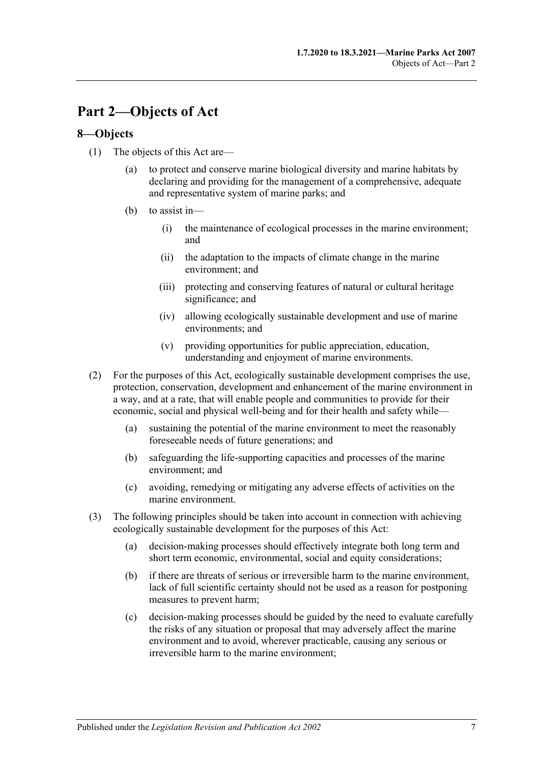# Part 2—Objects of Act

## 8—Objects

(1) The objects of this Act are—

- (a) to protect and conserve marine biological diversity and marine habitats by declaring and providing for the management of a comprehensive, adequate and representative system of marine parks; and
- (b) to assist in—
  - (i) the maintenance of ecological processes in the marine environment; and
  - (ii) the adaptation to the impacts of climate change in the marine environment; and
  - (iii) protecting and conserving features of natural or cultural heritage significance; and
  - (iv) allowing ecologically sustainable development and use of marine environments; and
  - (v) providing opportunities for public appreciation, education, understanding and enjoyment of marine environments.

(2) For the purposes of this Act, ecologically sustainable development comprises the use, protection, conservation, development and enhancement of the marine environment in a way, and at a rate, that will enable people and communities to provide for their economic, social and physical well-being and for their health and safety while—

- (a) sustaining the potential of the marine environment to meet the reasonably foreseeable needs of future generations; and
- (b) safeguarding the life-supporting capacities and processes of the marine environment; and
- (c) avoiding, remedying or mitigating any adverse effects of activities on the marine environment.

(3) The following principles should be taken into account in connection with achieving ecologically sustainable development for the purposes of this Act:

- (a) decision-making processes should effectively integrate both long term and short term economic, environmental, social and equity considerations;
- (b) if there are threats of serious or irreversible harm to the marine environment, lack of full scientific certainty should not be used as a reason for postponing measures to prevent harm;
- (c) decision-making processes should be guided by the need to evaluate carefully the risks of any situation or proposal that may adversely affect the marine environment and to avoid, wherever practicable, causing any serious or irreversible harm to the marine environment;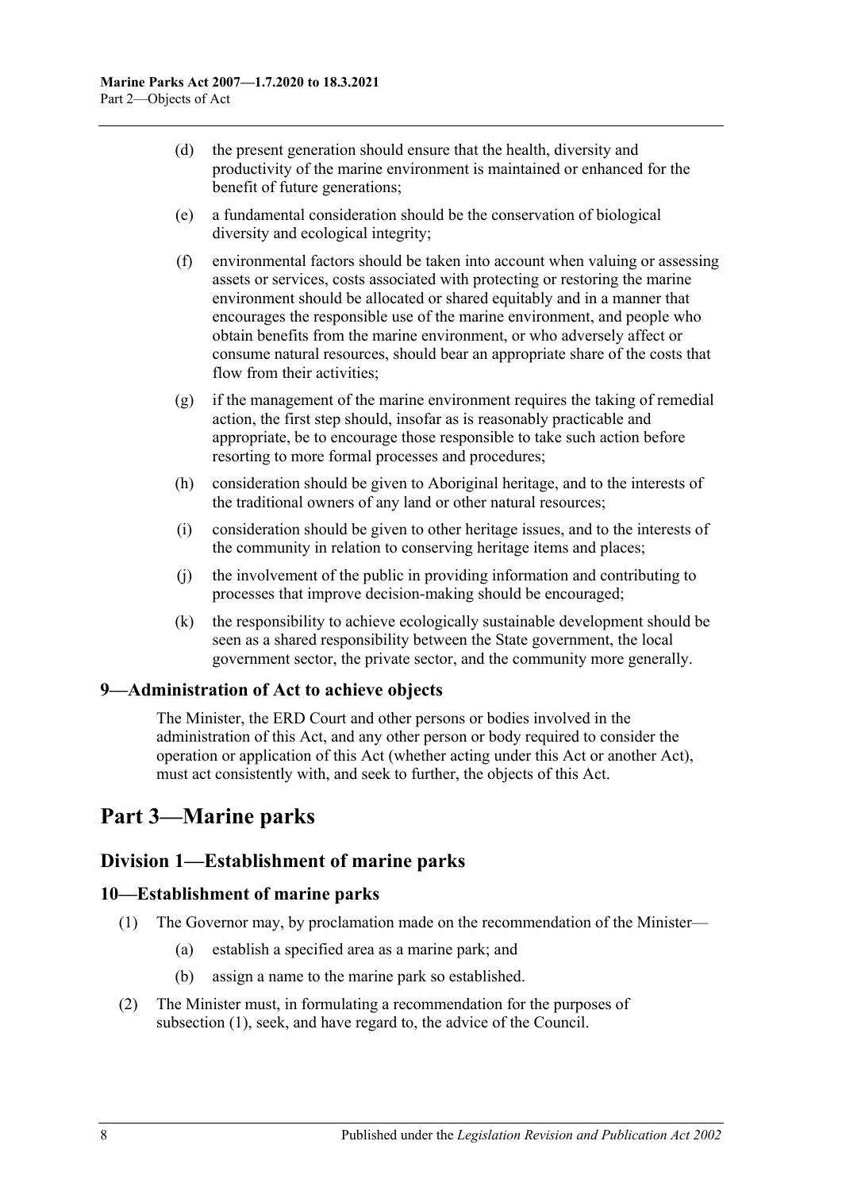(d) the present generation should ensure that the health, diversity and productivity of the marine environment is maintained or enhanced for the benefit of future generations;

(e) a fundamental consideration should be the conservation of biological diversity and ecological integrity;

(f) environmental factors should be taken into account when valuing or assessing assets or services, costs associated with protecting or restoring the marine environment should be allocated or shared equitably and in a manner that encourages the responsible use of the marine environment, and people who obtain benefits from the marine environment, or who adversely affect or consume natural resources, should bear an appropriate share of the costs that flow from their activities;

(g) if the management of the marine environment requires the taking of remedial action, the first step should, insofar as is reasonably practicable and appropriate, be to encourage those responsible to take such action before resorting to more formal processes and procedures;

(h) consideration should be given to Aboriginal heritage, and to the interests of the traditional owners of any land or other natural resources;

(i) consideration should be given to other heritage issues, and to the interests of the community in relation to conserving heritage items and places;

(j) the involvement of the public in providing information and contributing to processes that improve decision-making should be encouraged;

(k) the responsibility to achieve ecologically sustainable development should be seen as a shared responsibility between the State government, the local government sector, the private sector, and the community more generally.

### 9—Administration of Act to achieve objects

The Minister, the ERD Court and other persons or bodies involved in the administration of this Act, and any other person or body required to consider the operation or application of this Act (whether acting under this Act or another Act), must act consistently with, and seek to further, the objects of this Act.

# Part 3—Marine parks

## Division 1—Establishment of marine parks

### 10—Establishment of marine parks

(1) The Governor may, by proclamation made on the recommendation of the Minister—

(a) establish a specified area as a marine park; and

(b) assign a name to the marine park so established.

(2) The Minister must, in formulating a recommendation for the purposes of subsection (1), seek, and have regard to, the advice of the Council.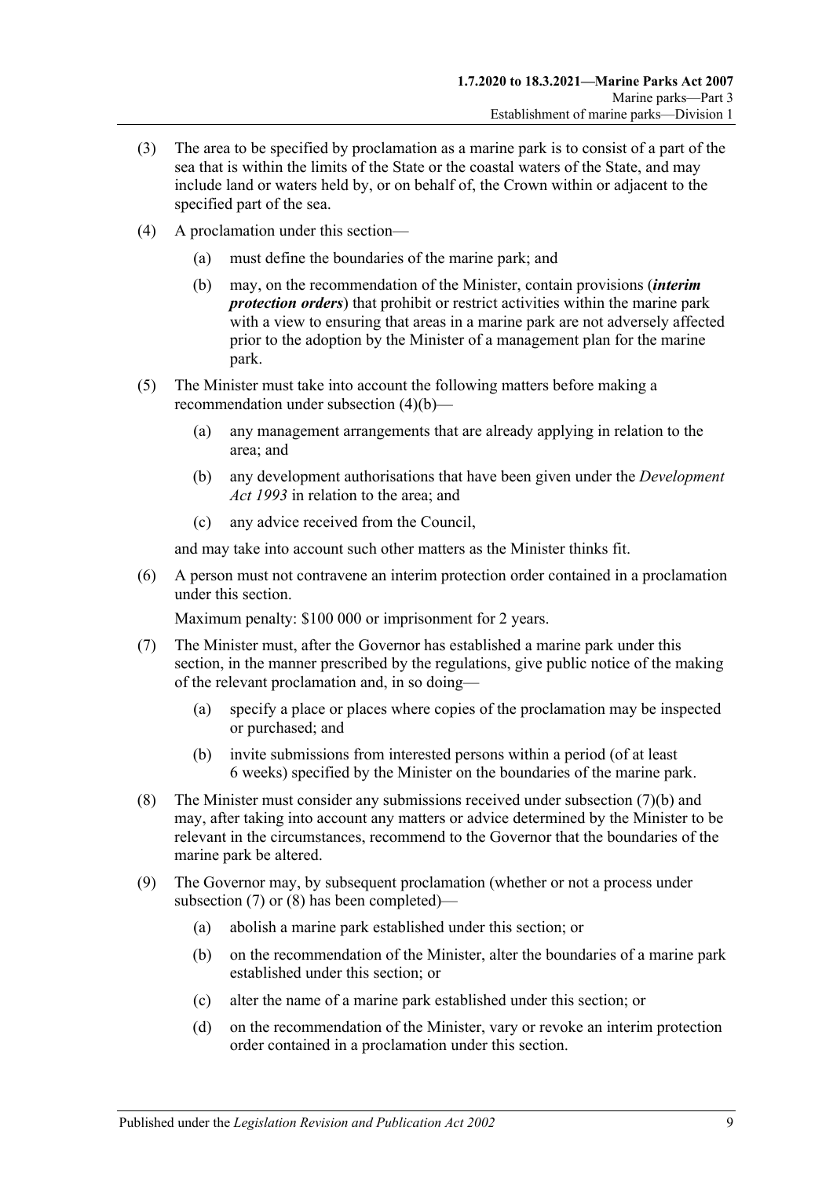(3) The area to be specified by proclamation as a marine park is to consist of a part of the sea that is within the limits of the State or the coastal waters of the State, and may include land or waters held by, or on behalf of, the Crown within or adjacent to the specified part of the sea.

(4) A proclamation under this section—

(a) must define the boundaries of the marine park; and

(b) may, on the recommendation of the Minister, contain provisions (***interim protection orders***) that prohibit or restrict activities within the marine park with a view to ensuring that areas in a marine park are not adversely affected prior to the adoption by the Minister of a management plan for the marine park.

(5) The Minister must take into account the following matters before making a recommendation under subsection (4)(b)—

(a) any management arrangements that are already applying in relation to the area; and

(b) any development authorisations that have been given under the *Development Act 1993* in relation to the area; and

(c) any advice received from the Council,

and may take into account such other matters as the Minister thinks fit.

(6) A person must not contravene an interim protection order contained in a proclamation under this section.

Maximum penalty: $100 000 or imprisonment for 2 years.

(7) The Minister must, after the Governor has established a marine park under this section, in the manner prescribed by the regulations, give public notice of the making of the relevant proclamation and, in so doing—

(a) specify a place or places where copies of the proclamation may be inspected or purchased; and

(b) invite submissions from interested persons within a period (of at least 6 weeks) specified by the Minister on the boundaries of the marine park.

(8) The Minister must consider any submissions received under subsection (7)(b) and may, after taking into account any matters or advice determined by the Minister to be relevant in the circumstances, recommend to the Governor that the boundaries of the marine park be altered.

(9) The Governor may, by subsequent proclamation (whether or not a process under subsection (7) or (8) has been completed)—

(a) abolish a marine park established under this section; or

(b) on the recommendation of the Minister, alter the boundaries of a marine park established under this section; or

(c) alter the name of a marine park established under this section; or

(d) on the recommendation of the Minister, vary or revoke an interim protection order contained in a proclamation under this section.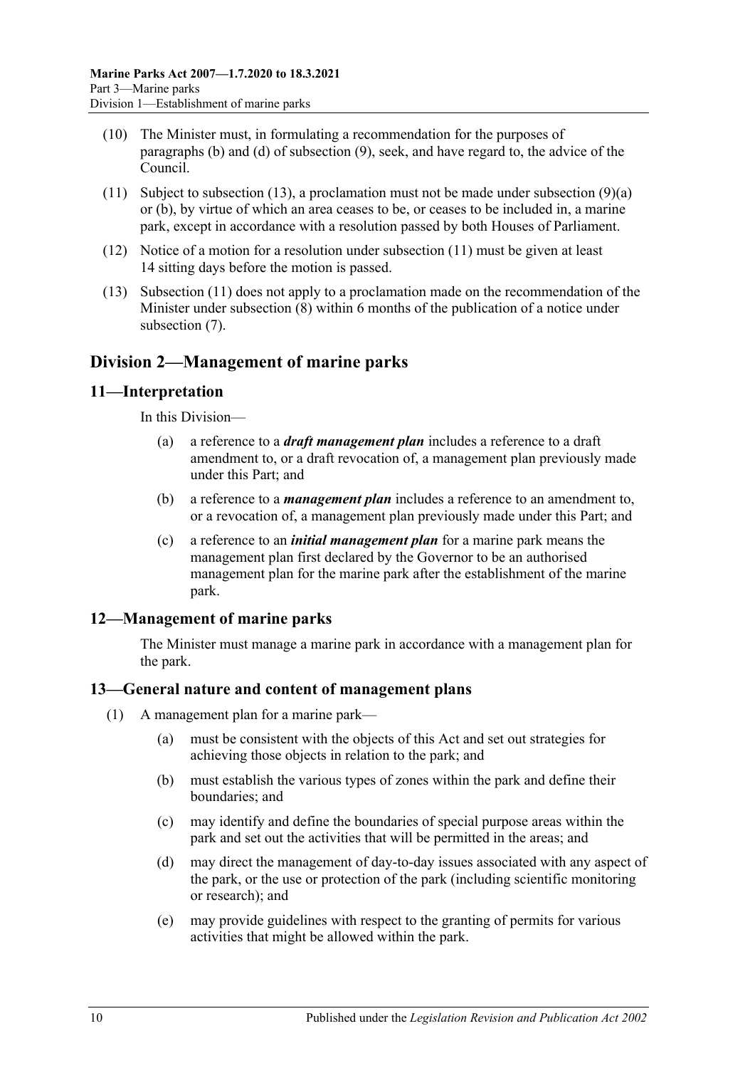(10) The Minister must, in formulating a recommendation for the purposes of paragraphs (b) and (d) of subsection (9), seek, and have regard to, the advice of the Council.

(11) Subject to subsection (13), a proclamation must not be made under subsection (9)(a) or (b), by virtue of which an area ceases to be, or ceases to be included in, a marine park, except in accordance with a resolution passed by both Houses of Parliament.

(12) Notice of a motion for a resolution under subsection (11) must be given at least 14 sitting days before the motion is passed.

(13) Subsection (11) does not apply to a proclamation made on the recommendation of the Minister under subsection (8) within 6 months of the publication of a notice under subsection (7).

## Division 2—Management of marine parks

### 11—Interpretation

In this Division—

(a) a reference to a ***draft management plan*** includes a reference to a draft amendment to, or a draft revocation of, a management plan previously made under this Part; and

(b) a reference to a ***management plan*** includes a reference to an amendment to, or a revocation of, a management plan previously made under this Part; and

(c) a reference to an ***initial management plan*** for a marine park means the management plan first declared by the Governor to be an authorised management plan for the marine park after the establishment of the marine park.

### 12—Management of marine parks

The Minister must manage a marine park in accordance with a management plan for the park.

### 13—General nature and content of management plans

(1) A management plan for a marine park—

(a) must be consistent with the objects of this Act and set out strategies for achieving those objects in relation to the park; and

(b) must establish the various types of zones within the park and define their boundaries; and

(c) may identify and define the boundaries of special purpose areas within the park and set out the activities that will be permitted in the areas; and

(d) may direct the management of day-to-day issues associated with any aspect of the park, or the use or protection of the park (including scientific monitoring or research); and

(e) may provide guidelines with respect to the granting of permits for various activities that might be allowed within the park.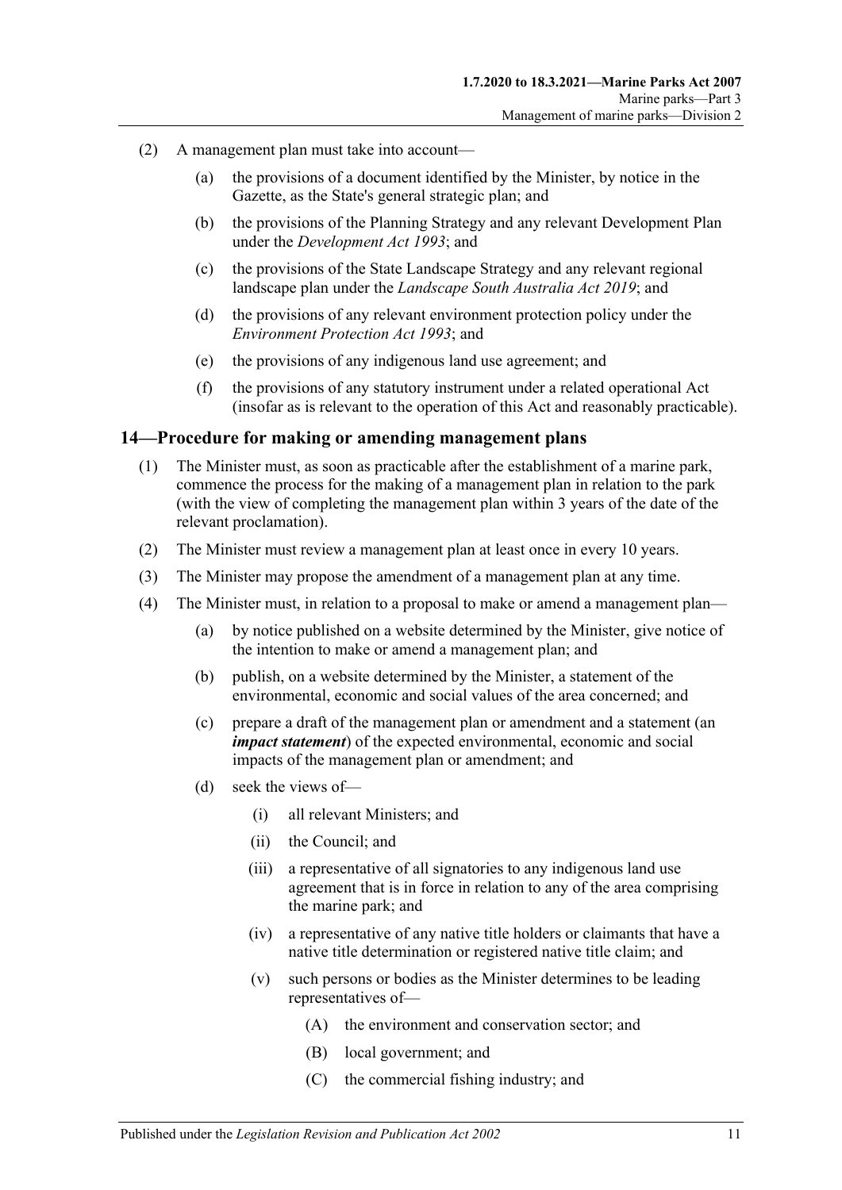(2) A management plan must take into account—

(a) the provisions of a document identified by the Minister, by notice in the Gazette, as the State's general strategic plan; and

(b) the provisions of the Planning Strategy and any relevant Development Plan under the *Development Act 1993*; and

(c) the provisions of the State Landscape Strategy and any relevant regional landscape plan under the *Landscape South Australia Act 2019*; and

(d) the provisions of any relevant environment protection policy under the *Environment Protection Act 1993*; and

(e) the provisions of any indigenous land use agreement; and

(f) the provisions of any statutory instrument under a related operational Act (insofar as is relevant to the operation of this Act and reasonably practicable).

## 14—Procedure for making or amending management plans

(1) The Minister must, as soon as practicable after the establishment of a marine park, commence the process for the making of a management plan in relation to the park (with the view of completing the management plan within 3 years of the date of the relevant proclamation).

(2) The Minister must review a management plan at least once in every 10 years.

(3) The Minister may propose the amendment of a management plan at any time.

(4) The Minister must, in relation to a proposal to make or amend a management plan—

(a) by notice published on a website determined by the Minister, give notice of the intention to make or amend a management plan; and

(b) publish, on a website determined by the Minister, a statement of the environmental, economic and social values of the area concerned; and

(c) prepare a draft of the management plan or amendment and a statement (an ***impact statement***) of the expected environmental, economic and social impacts of the management plan or amendment; and

(d) seek the views of—

(i) all relevant Ministers; and

(ii) the Council; and

(iii) a representative of all signatories to any indigenous land use agreement that is in force in relation to any of the area comprising the marine park; and

(iv) a representative of any native title holders or claimants that have a native title determination or registered native title claim; and

(v) such persons or bodies as the Minister determines to be leading representatives of—

(A) the environment and conservation sector; and

(B) local government; and

(C) the commercial fishing industry; and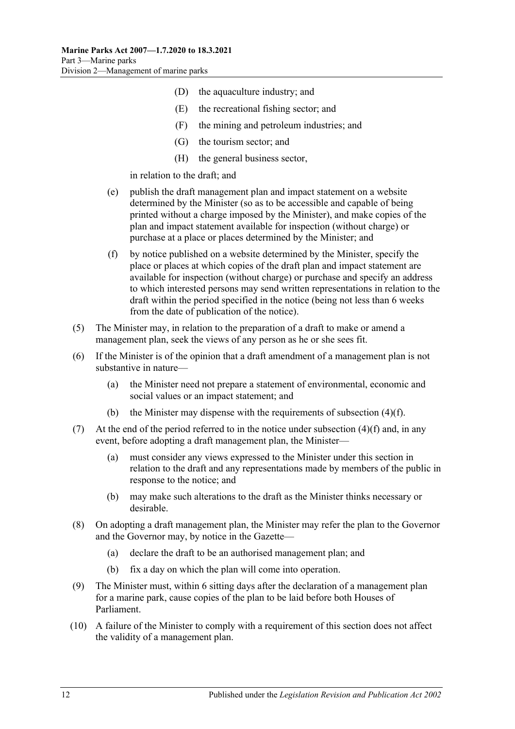(D) the aquaculture industry; and

(E) the recreational fishing sector; and

(F) the mining and petroleum industries; and

(G) the tourism sector; and

(H) the general business sector,

in relation to the draft; and

(e) publish the draft management plan and impact statement on a website determined by the Minister (so as to be accessible and capable of being printed without a charge imposed by the Minister), and make copies of the plan and impact statement available for inspection (without charge) or purchase at a place or places determined by the Minister; and

(f) by notice published on a website determined by the Minister, specify the place or places at which copies of the draft plan and impact statement are available for inspection (without charge) or purchase and specify an address to which interested persons may send written representations in relation to the draft within the period specified in the notice (being not less than 6 weeks from the date of publication of the notice).

(5) The Minister may, in relation to the preparation of a draft to make or amend a management plan, seek the views of any person as he or she sees fit.

(6) If the Minister is of the opinion that a draft amendment of a management plan is not substantive in nature—

(a) the Minister need not prepare a statement of environmental, economic and social values or an impact statement; and

(b) the Minister may dispense with the requirements of subsection (4)(f).

(7) At the end of the period referred to in the notice under subsection (4)(f) and, in any event, before adopting a draft management plan, the Minister—

(a) must consider any views expressed to the Minister under this section in relation to the draft and any representations made by members of the public in response to the notice; and

(b) may make such alterations to the draft as the Minister thinks necessary or desirable.

(8) On adopting a draft management plan, the Minister may refer the plan to the Governor and the Governor may, by notice in the Gazette—

(a) declare the draft to be an authorised management plan; and

(b) fix a day on which the plan will come into operation.

(9) The Minister must, within 6 sitting days after the declaration of a management plan for a marine park, cause copies of the plan to be laid before both Houses of Parliament.

(10) A failure of the Minister to comply with a requirement of this section does not affect the validity of a management plan.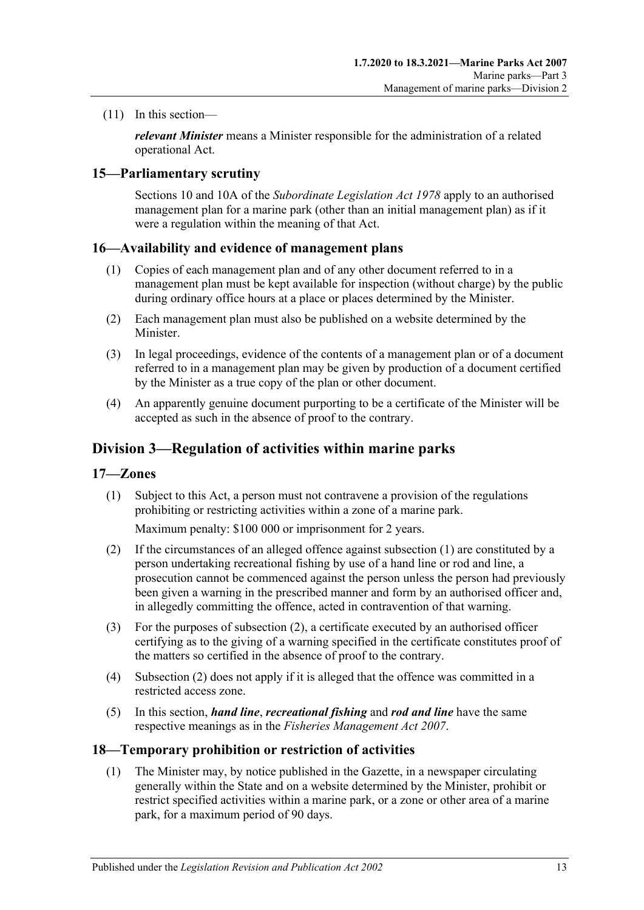(11) In this section—

***relevant Minister*** means a Minister responsible for the administration of a related operational Act.

## 15—Parliamentary scrutiny

Sections 10 and 10A of the *Subordinate Legislation Act 1978* apply to an authorised management plan for a marine park (other than an initial management plan) as if it were a regulation within the meaning of that Act.

## 16—Availability and evidence of management plans

(1) Copies of each management plan and of any other document referred to in a management plan must be kept available for inspection (without charge) by the public during ordinary office hours at a place or places determined by the Minister.

(2) Each management plan must also be published on a website determined by the Minister.

(3) In legal proceedings, evidence of the contents of a management plan or of a document referred to in a management plan may be given by production of a document certified by the Minister as a true copy of the plan or other document.

(4) An apparently genuine document purporting to be a certificate of the Minister will be accepted as such in the absence of proof to the contrary.

# Division 3—Regulation of activities within marine parks

## 17—Zones

(1) Subject to this Act, a person must not contravene a provision of the regulations prohibiting or restricting activities within a zone of a marine park.

Maximum penalty: $100 000 or imprisonment for 2 years.

(2) If the circumstances of an alleged offence against subsection (1) are constituted by a person undertaking recreational fishing by use of a hand line or rod and line, a prosecution cannot be commenced against the person unless the person had previously been given a warning in the prescribed manner and form by an authorised officer and, in allegedly committing the offence, acted in contravention of that warning.

(3) For the purposes of subsection (2), a certificate executed by an authorised officer certifying as to the giving of a warning specified in the certificate constitutes proof of the matters so certified in the absence of proof to the contrary.

(4) Subsection (2) does not apply if it is alleged that the offence was committed in a restricted access zone.

(5) In this section, ***hand line***, ***recreational fishing*** and ***rod and line*** have the same respective meanings as in the *Fisheries Management Act 2007*.

## 18—Temporary prohibition or restriction of activities

(1) The Minister may, by notice published in the Gazette, in a newspaper circulating generally within the State and on a website determined by the Minister, prohibit or restrict specified activities within a marine park, or a zone or other area of a marine park, for a maximum period of 90 days.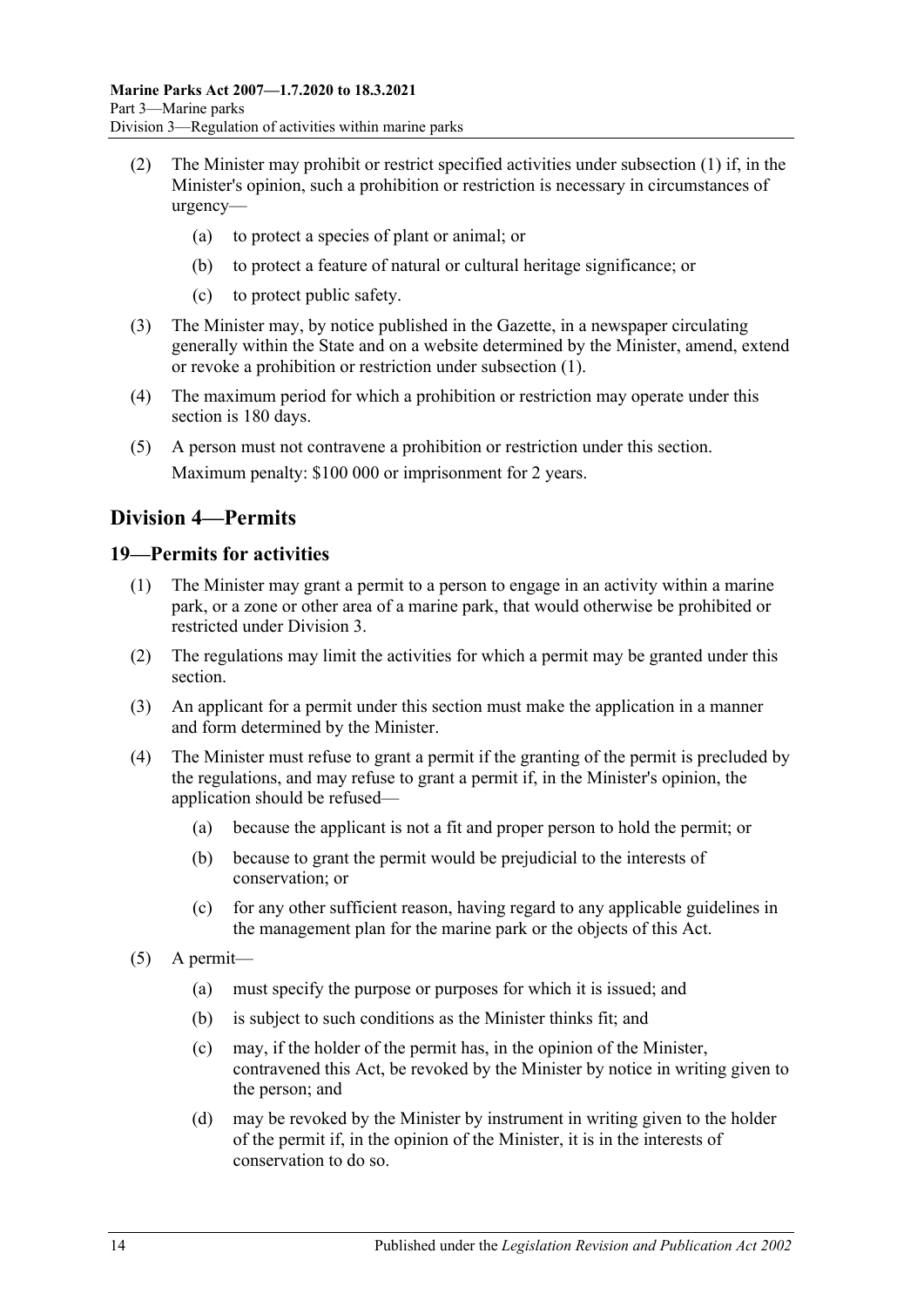(2) The Minister may prohibit or restrict specified activities under subsection (1) if, in the Minister's opinion, such a prohibition or restriction is necessary in circumstances of urgency—

(a) to protect a species of plant or animal; or

(b) to protect a feature of natural or cultural heritage significance; or

(c) to protect public safety.

(3) The Minister may, by notice published in the Gazette, in a newspaper circulating generally within the State and on a website determined by the Minister, amend, extend or revoke a prohibition or restriction under subsection (1).

(4) The maximum period for which a prohibition or restriction may operate under this section is 180 days.

(5) A person must not contravene a prohibition or restriction under this section.

Maximum penalty: $100 000 or imprisonment for 2 years.

## Division 4—Permits

### 19—Permits for activities

(1) The Minister may grant a permit to a person to engage in an activity within a marine park, or a zone or other area of a marine park, that would otherwise be prohibited or restricted under Division 3.

(2) The regulations may limit the activities for which a permit may be granted under this section.

(3) An applicant for a permit under this section must make the application in a manner and form determined by the Minister.

(4) The Minister must refuse to grant a permit if the granting of the permit is precluded by the regulations, and may refuse to grant a permit if, in the Minister's opinion, the application should be refused—

(a) because the applicant is not a fit and proper person to hold the permit; or

(b) because to grant the permit would be prejudicial to the interests of conservation; or

(c) for any other sufficient reason, having regard to any applicable guidelines in the management plan for the marine park or the objects of this Act.

(5) A permit—

(a) must specify the purpose or purposes for which it is issued; and

(b) is subject to such conditions as the Minister thinks fit; and

(c) may, if the holder of the permit has, in the opinion of the Minister, contravened this Act, be revoked by the Minister by notice in writing given to the person; and

(d) may be revoked by the Minister by instrument in writing given to the holder of the permit if, in the opinion of the Minister, it is in the interests of conservation to do so.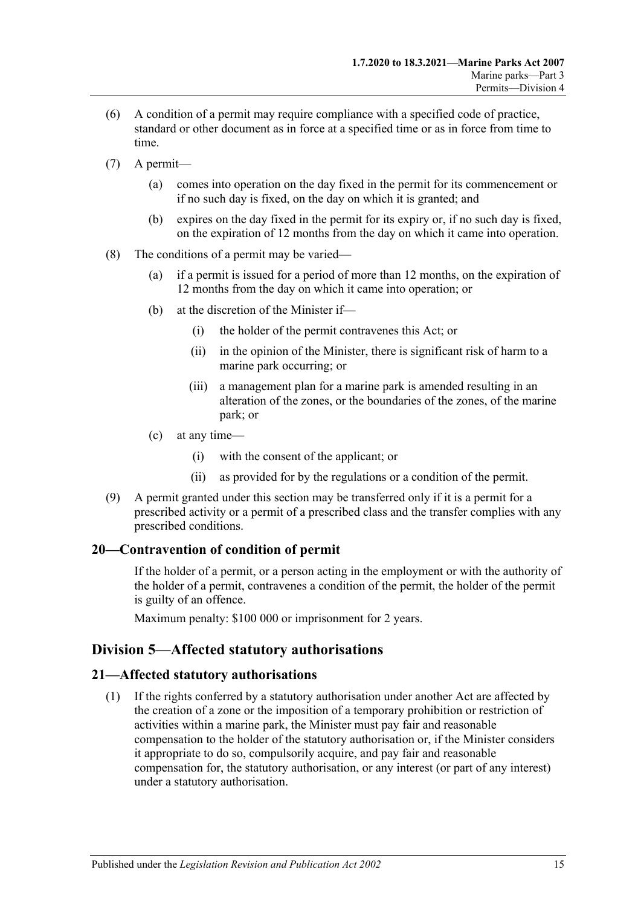(6) A condition of a permit may require compliance with a specified code of practice, standard or other document as in force at a specified time or as in force from time to time.

(7) A permit—

(a) comes into operation on the day fixed in the permit for its commencement or if no such day is fixed, on the day on which it is granted; and

(b) expires on the day fixed in the permit for its expiry or, if no such day is fixed, on the expiration of 12 months from the day on which it came into operation.

(8) The conditions of a permit may be varied—

(a) if a permit is issued for a period of more than 12 months, on the expiration of 12 months from the day on which it came into operation; or

(b) at the discretion of the Minister if—

(i) the holder of the permit contravenes this Act; or

(ii) in the opinion of the Minister, there is significant risk of harm to a marine park occurring; or

(iii) a management plan for a marine park is amended resulting in an alteration of the zones, or the boundaries of the zones, of the marine park; or

(c) at any time—

(i) with the consent of the applicant; or

(ii) as provided for by the regulations or a condition of the permit.

(9) A permit granted under this section may be transferred only if it is a permit for a prescribed activity or a permit of a prescribed class and the transfer complies with any prescribed conditions.

## 20—Contravention of condition of permit

If the holder of a permit, or a person acting in the employment or with the authority of the holder of a permit, contravenes a condition of the permit, the holder of the permit is guilty of an offence.

Maximum penalty: $100 000 or imprisonment for 2 years.

# Division 5—Affected statutory authorisations

## 21—Affected statutory authorisations

(1) If the rights conferred by a statutory authorisation under another Act are affected by the creation of a zone or the imposition of a temporary prohibition or restriction of activities within a marine park, the Minister must pay fair and reasonable compensation to the holder of the statutory authorisation or, if the Minister considers it appropriate to do so, compulsorily acquire, and pay fair and reasonable compensation for, the statutory authorisation, or any interest (or part of any interest) under a statutory authorisation.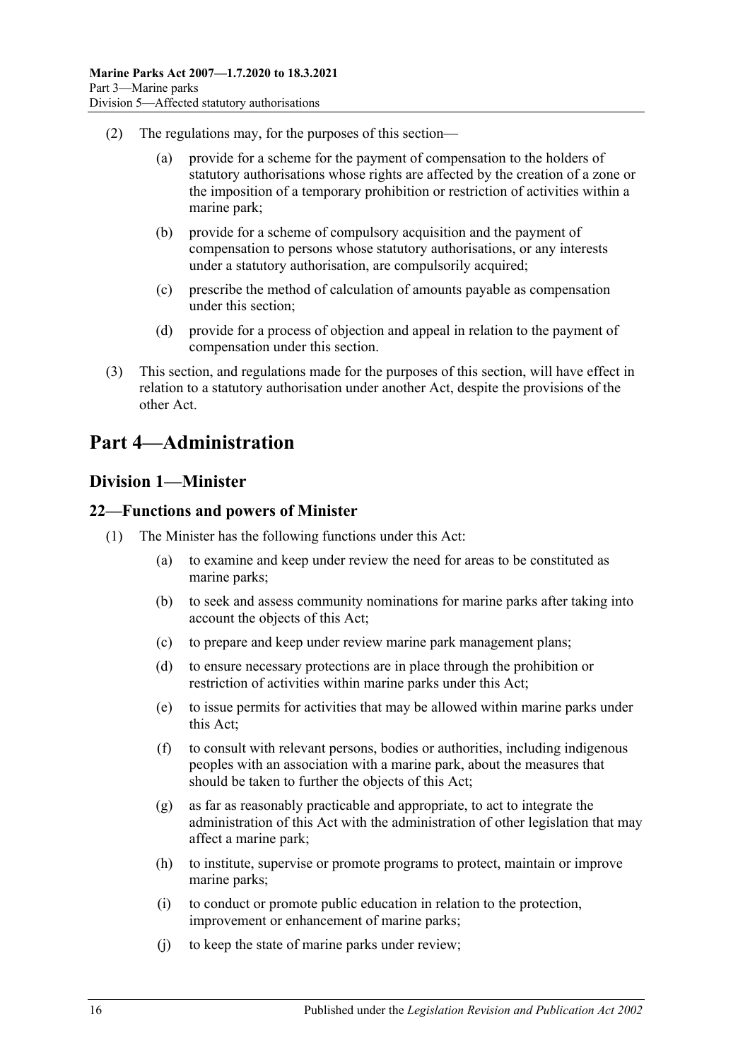(2) The regulations may, for the purposes of this section—

(a) provide for a scheme for the payment of compensation to the holders of statutory authorisations whose rights are affected by the creation of a zone or the imposition of a temporary prohibition or restriction of activities within a marine park;

(b) provide for a scheme of compulsory acquisition and the payment of compensation to persons whose statutory authorisations, or any interests under a statutory authorisation, are compulsorily acquired;

(c) prescribe the method of calculation of amounts payable as compensation under this section;

(d) provide for a process of objection and appeal in relation to the payment of compensation under this section.

(3) This section, and regulations made for the purposes of this section, will have effect in relation to a statutory authorisation under another Act, despite the provisions of the other Act.

# Part 4—Administration

## Division 1—Minister

### 22—Functions and powers of Minister

(1) The Minister has the following functions under this Act:

(a) to examine and keep under review the need for areas to be constituted as marine parks;

(b) to seek and assess community nominations for marine parks after taking into account the objects of this Act;

(c) to prepare and keep under review marine park management plans;

(d) to ensure necessary protections are in place through the prohibition or restriction of activities within marine parks under this Act;

(e) to issue permits for activities that may be allowed within marine parks under this Act;

(f) to consult with relevant persons, bodies or authorities, including indigenous peoples with an association with a marine park, about the measures that should be taken to further the objects of this Act;

(g) as far as reasonably practicable and appropriate, to act to integrate the administration of this Act with the administration of other legislation that may affect a marine park;

(h) to institute, supervise or promote programs to protect, maintain or improve marine parks;

(i) to conduct or promote public education in relation to the protection, improvement or enhancement of marine parks;

(j) to keep the state of marine parks under review;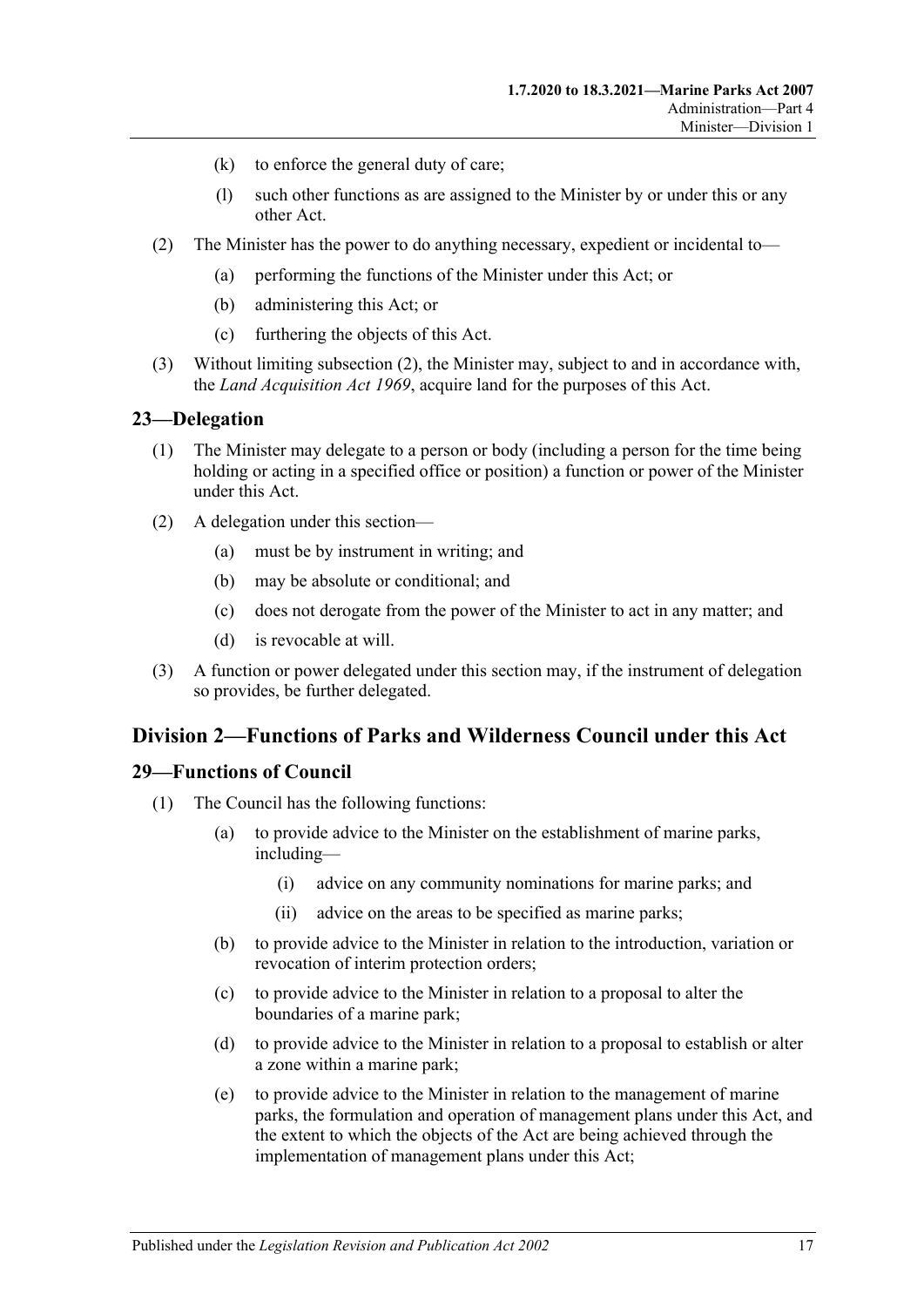(k) to enforce the general duty of care;

(l) such other functions as are assigned to the Minister by or under this or any other Act.

(2) The Minister has the power to do anything necessary, expedient or incidental to—

(a) performing the functions of the Minister under this Act; or

(b) administering this Act; or

(c) furthering the objects of this Act.

(3) Without limiting subsection (2), the Minister may, subject to and in accordance with, the *Land Acquisition Act 1969*, acquire land for the purposes of this Act.

## 23—Delegation

(1) The Minister may delegate to a person or body (including a person for the time being holding or acting in a specified office or position) a function or power of the Minister under this Act.

(2) A delegation under this section—

(a) must be by instrument in writing; and

(b) may be absolute or conditional; and

(c) does not derogate from the power of the Minister to act in any matter; and

(d) is revocable at will.

(3) A function or power delegated under this section may, if the instrument of delegation so provides, be further delegated.

# Division 2—Functions of Parks and Wilderness Council under this Act

## 29—Functions of Council

(1) The Council has the following functions:

(a) to provide advice to the Minister on the establishment of marine parks, including—

(i) advice on any community nominations for marine parks; and

(ii) advice on the areas to be specified as marine parks;

(b) to provide advice to the Minister in relation to the introduction, variation or revocation of interim protection orders;

(c) to provide advice to the Minister in relation to a proposal to alter the boundaries of a marine park;

(d) to provide advice to the Minister in relation to a proposal to establish or alter a zone within a marine park;

(e) to provide advice to the Minister in relation to the management of marine parks, the formulation and operation of management plans under this Act, and the extent to which the objects of the Act are being achieved through the implementation of management plans under this Act;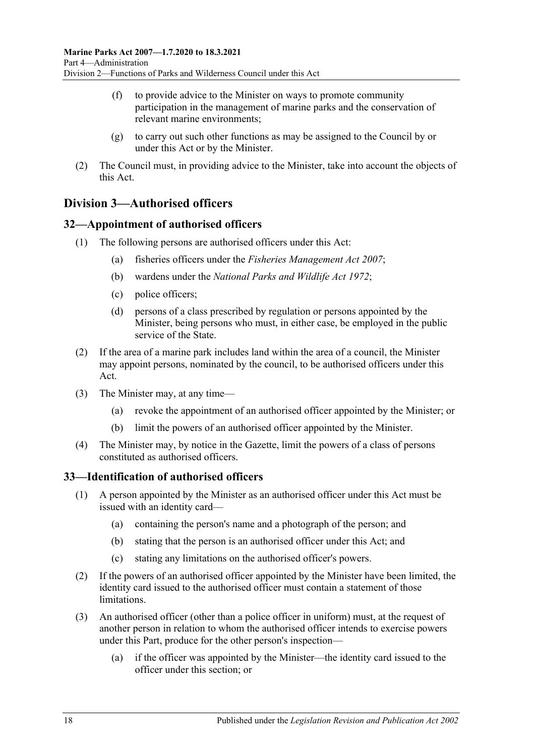(f) to provide advice to the Minister on ways to promote community participation in the management of marine parks and the conservation of relevant marine environments;

(g) to carry out such other functions as may be assigned to the Council by or under this Act or by the Minister.

(2) The Council must, in providing advice to the Minister, take into account the objects of this Act.

## Division 3—Authorised officers

### 32—Appointment of authorised officers

(1) The following persons are authorised officers under this Act:

(a) fisheries officers under the *Fisheries Management Act 2007*;

(b) wardens under the *National Parks and Wildlife Act 1972*;

(c) police officers;

(d) persons of a class prescribed by regulation or persons appointed by the Minister, being persons who must, in either case, be employed in the public service of the State.

(2) If the area of a marine park includes land within the area of a council, the Minister may appoint persons, nominated by the council, to be authorised officers under this Act.

(3) The Minister may, at any time—

(a) revoke the appointment of an authorised officer appointed by the Minister; or

(b) limit the powers of an authorised officer appointed by the Minister.

(4) The Minister may, by notice in the Gazette, limit the powers of a class of persons constituted as authorised officers.

### 33—Identification of authorised officers

(1) A person appointed by the Minister as an authorised officer under this Act must be issued with an identity card—

(a) containing the person's name and a photograph of the person; and

(b) stating that the person is an authorised officer under this Act; and

(c) stating any limitations on the authorised officer's powers.

(2) If the powers of an authorised officer appointed by the Minister have been limited, the identity card issued to the authorised officer must contain a statement of those limitations.

(3) An authorised officer (other than a police officer in uniform) must, at the request of another person in relation to whom the authorised officer intends to exercise powers under this Part, produce for the other person's inspection—

(a) if the officer was appointed by the Minister—the identity card issued to the officer under this section; or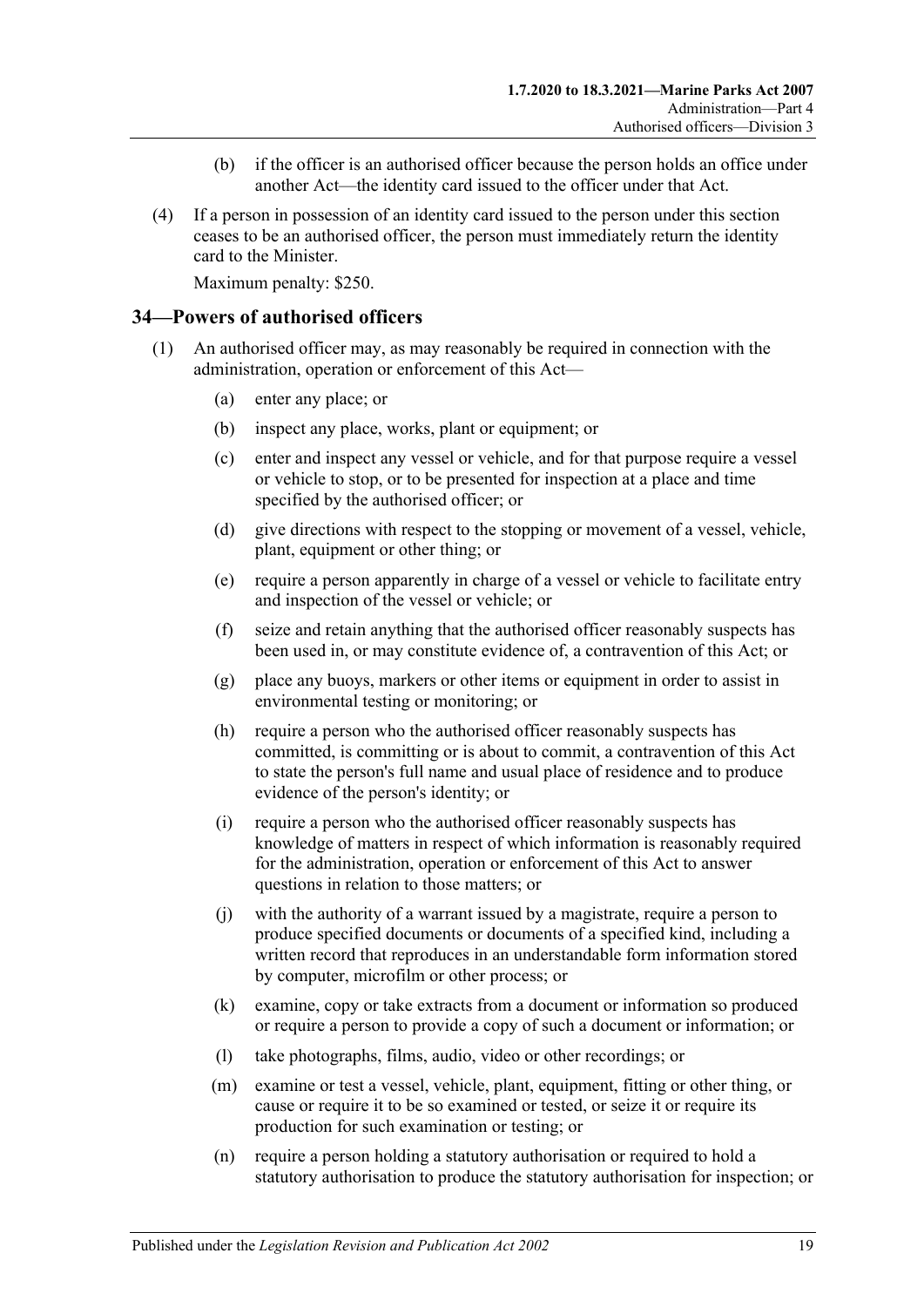(b) if the officer is an authorised officer because the person holds an office under another Act—the identity card issued to the officer under that Act.

(4) If a person in possession of an identity card issued to the person under this section ceases to be an authorised officer, the person must immediately return the identity card to the Minister.

Maximum penalty: $250.

## 34—Powers of authorised officers

(1) An authorised officer may, as may reasonably be required in connection with the administration, operation or enforcement of this Act—

(a) enter any place; or

(b) inspect any place, works, plant or equipment; or

(c) enter and inspect any vessel or vehicle, and for that purpose require a vessel or vehicle to stop, or to be presented for inspection at a place and time specified by the authorised officer; or

(d) give directions with respect to the stopping or movement of a vessel, vehicle, plant, equipment or other thing; or

(e) require a person apparently in charge of a vessel or vehicle to facilitate entry and inspection of the vessel or vehicle; or

(f) seize and retain anything that the authorised officer reasonably suspects has been used in, or may constitute evidence of, a contravention of this Act; or

(g) place any buoys, markers or other items or equipment in order to assist in environmental testing or monitoring; or

(h) require a person who the authorised officer reasonably suspects has committed, is committing or is about to commit, a contravention of this Act to state the person's full name and usual place of residence and to produce evidence of the person's identity; or

(i) require a person who the authorised officer reasonably suspects has knowledge of matters in respect of which information is reasonably required for the administration, operation or enforcement of this Act to answer questions in relation to those matters; or

(j) with the authority of a warrant issued by a magistrate, require a person to produce specified documents or documents of a specified kind, including a written record that reproduces in an understandable form information stored by computer, microfilm or other process; or

(k) examine, copy or take extracts from a document or information so produced or require a person to provide a copy of such a document or information; or

(l) take photographs, films, audio, video or other recordings; or

(m) examine or test a vessel, vehicle, plant, equipment, fitting or other thing, or cause or require it to be so examined or tested, or seize it or require its production for such examination or testing; or

(n) require a person holding a statutory authorisation or required to hold a statutory authorisation to produce the statutory authorisation for inspection; or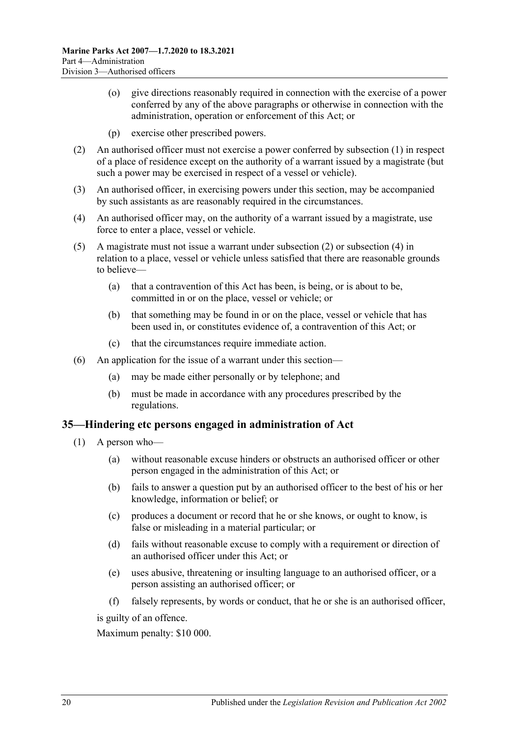(o) give directions reasonably required in connection with the exercise of a power conferred by any of the above paragraphs or otherwise in connection with the administration, operation or enforcement of this Act; or

(p) exercise other prescribed powers.

(2) An authorised officer must not exercise a power conferred by subsection (1) in respect of a place of residence except on the authority of a warrant issued by a magistrate (but such a power may be exercised in respect of a vessel or vehicle).

(3) An authorised officer, in exercising powers under this section, may be accompanied by such assistants as are reasonably required in the circumstances.

(4) An authorised officer may, on the authority of a warrant issued by a magistrate, use force to enter a place, vessel or vehicle.

(5) A magistrate must not issue a warrant under subsection (2) or subsection (4) in relation to a place, vessel or vehicle unless satisfied that there are reasonable grounds to believe—

(a) that a contravention of this Act has been, is being, or is about to be, committed in or on the place, vessel or vehicle; or

(b) that something may be found in or on the place, vessel or vehicle that has been used in, or constitutes evidence of, a contravention of this Act; or

(c) that the circumstances require immediate action.

(6) An application for the issue of a warrant under this section—

(a) may be made either personally or by telephone; and

(b) must be made in accordance with any procedures prescribed by the regulations.

## 35—Hindering etc persons engaged in administration of Act

(1) A person who—

(a) without reasonable excuse hinders or obstructs an authorised officer or other person engaged in the administration of this Act; or

(b) fails to answer a question put by an authorised officer to the best of his or her knowledge, information or belief; or

(c) produces a document or record that he or she knows, or ought to know, is false or misleading in a material particular; or

(d) fails without reasonable excuse to comply with a requirement or direction of an authorised officer under this Act; or

(e) uses abusive, threatening or insulting language to an authorised officer, or a person assisting an authorised officer; or

(f) falsely represents, by words or conduct, that he or she is an authorised officer,

is guilty of an offence.

Maximum penalty: $10 000.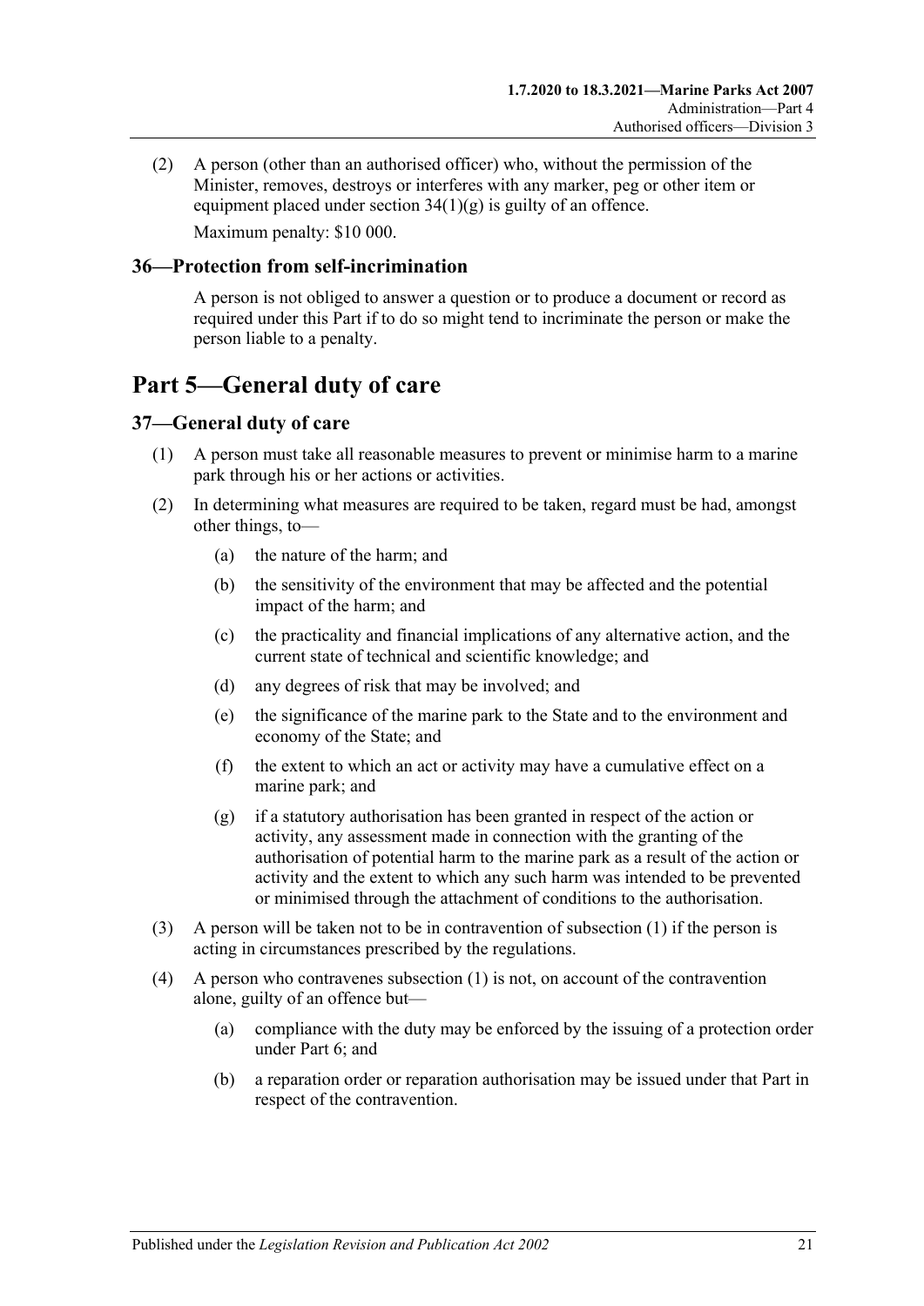(2) A person (other than an authorised officer) who, without the permission of the Minister, removes, destroys or interferes with any marker, peg or other item or equipment placed under section 34(1)(g) is guilty of an offence.

Maximum penalty: $10 000.

### 36—Protection from self-incrimination

A person is not obliged to answer a question or to produce a document or record as required under this Part if to do so might tend to incriminate the person or make the person liable to a penalty.

## Part 5—General duty of care

### 37—General duty of care

(1) A person must take all reasonable measures to prevent or minimise harm to a marine park through his or her actions or activities.

(2) In determining what measures are required to be taken, regard must be had, amongst other things, to—

(a) the nature of the harm; and

(b) the sensitivity of the environment that may be affected and the potential impact of the harm; and

(c) the practicality and financial implications of any alternative action, and the current state of technical and scientific knowledge; and

(d) any degrees of risk that may be involved; and

(e) the significance of the marine park to the State and to the environment and economy of the State; and

(f) the extent to which an act or activity may have a cumulative effect on a marine park; and

(g) if a statutory authorisation has been granted in respect of the action or activity, any assessment made in connection with the granting of the authorisation of potential harm to the marine park as a result of the action or activity and the extent to which any such harm was intended to be prevented or minimised through the attachment of conditions to the authorisation.

(3) A person will be taken not to be in contravention of subsection (1) if the person is acting in circumstances prescribed by the regulations.

(4) A person who contravenes subsection (1) is not, on account of the contravention alone, guilty of an offence but—

(a) compliance with the duty may be enforced by the issuing of a protection order under Part 6; and

(b) a reparation order or reparation authorisation may be issued under that Part in respect of the contravention.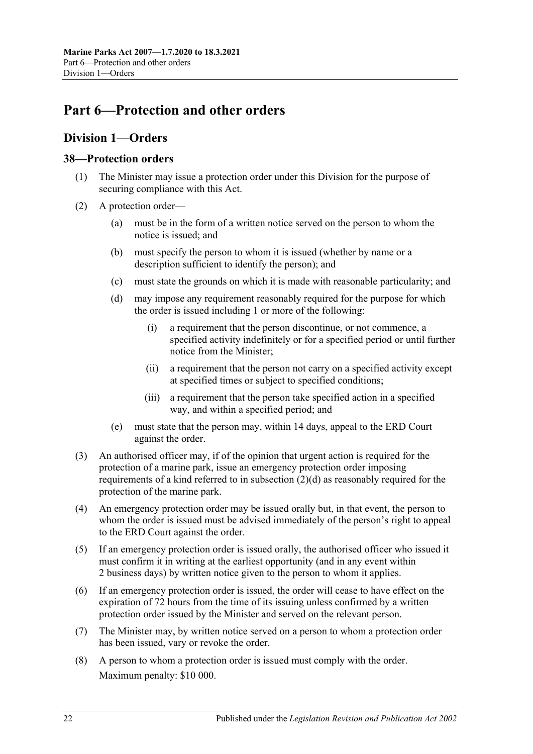# Part 6—Protection and other orders

## Division 1—Orders

### 38—Protection orders

(1) The Minister may issue a protection order under this Division for the purpose of securing compliance with this Act.

(2) A protection order—

  (a) must be in the form of a written notice served on the person to whom the notice is issued; and

  (b) must specify the person to whom it is issued (whether by name or a description sufficient to identify the person); and

  (c) must state the grounds on which it is made with reasonable particularity; and

  (d) may impose any requirement reasonably required for the purpose for which the order is issued including 1 or more of the following:

    (i) a requirement that the person discontinue, or not commence, a specified activity indefinitely or for a specified period or until further notice from the Minister;

    (ii) a requirement that the person not carry on a specified activity except at specified times or subject to specified conditions;

    (iii) a requirement that the person take specified action in a specified way, and within a specified period; and

  (e) must state that the person may, within 14 days, appeal to the ERD Court against the order.

(3) An authorised officer may, if of the opinion that urgent action is required for the protection of a marine park, issue an emergency protection order imposing requirements of a kind referred to in subsection (2)(d) as reasonably required for the protection of the marine park.

(4) An emergency protection order may be issued orally but, in that event, the person to whom the order is issued must be advised immediately of the person's right to appeal to the ERD Court against the order.

(5) If an emergency protection order is issued orally, the authorised officer who issued it must confirm it in writing at the earliest opportunity (and in any event within 2 business days) by written notice given to the person to whom it applies.

(6) If an emergency protection order is issued, the order will cease to have effect on the expiration of 72 hours from the time of its issuing unless confirmed by a written protection order issued by the Minister and served on the relevant person.

(7) The Minister may, by written notice served on a person to whom a protection order has been issued, vary or revoke the order.

(8) A person to whom a protection order is issued must comply with the order.

Maximum penalty: $10 000.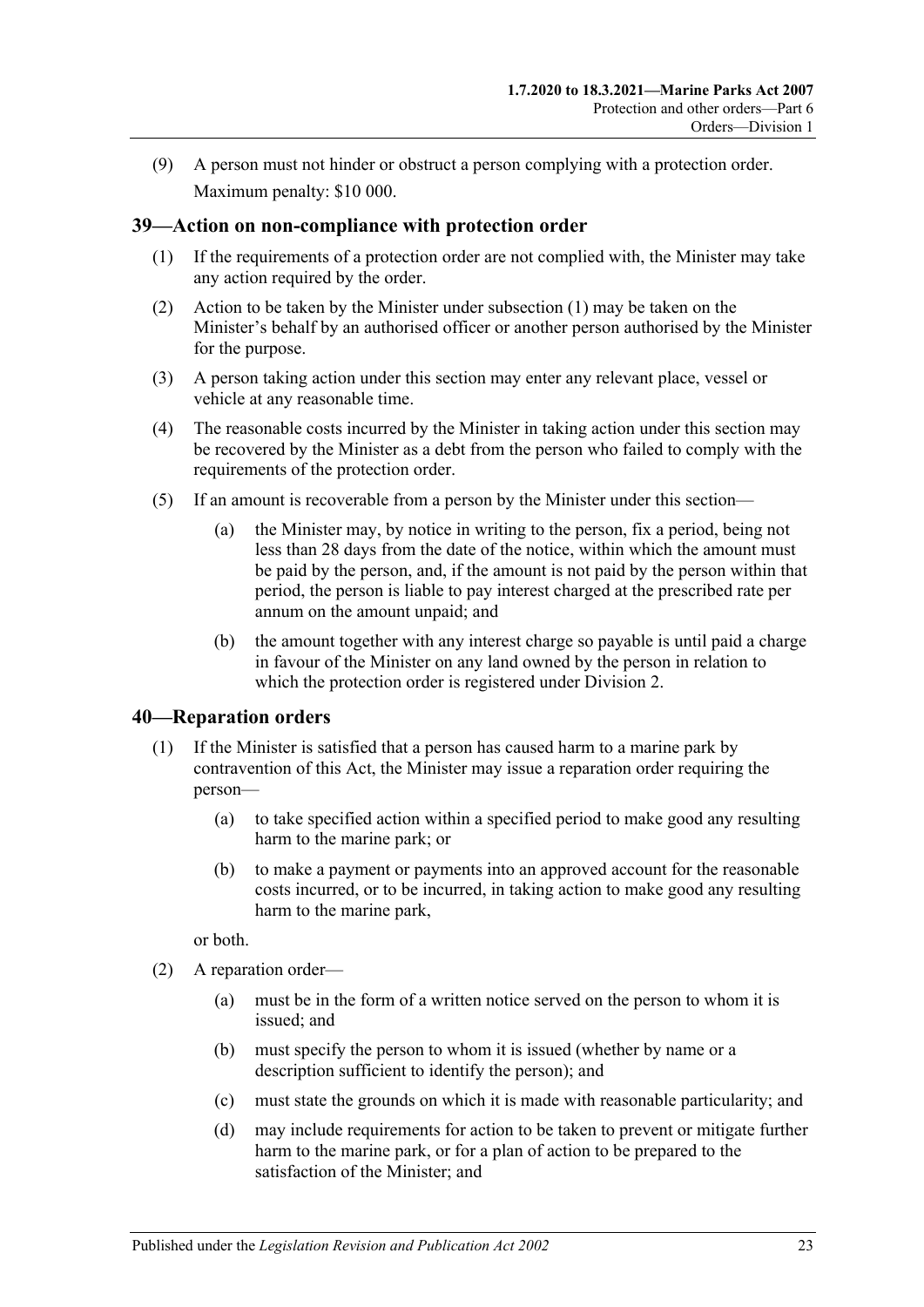(9) A person must not hinder or obstruct a person complying with a protection order.

Maximum penalty: $10 000.

## 39—Action on non-compliance with protection order

(1) If the requirements of a protection order are not complied with, the Minister may take any action required by the order.

(2) Action to be taken by the Minister under subsection (1) may be taken on the Minister's behalf by an authorised officer or another person authorised by the Minister for the purpose.

(3) A person taking action under this section may enter any relevant place, vessel or vehicle at any reasonable time.

(4) The reasonable costs incurred by the Minister in taking action under this section may be recovered by the Minister as a debt from the person who failed to comply with the requirements of the protection order.

(5) If an amount is recoverable from a person by the Minister under this section—

(a) the Minister may, by notice in writing to the person, fix a period, being not less than 28 days from the date of the notice, within which the amount must be paid by the person, and, if the amount is not paid by the person within that period, the person is liable to pay interest charged at the prescribed rate per annum on the amount unpaid; and

(b) the amount together with any interest charge so payable is until paid a charge in favour of the Minister on any land owned by the person in relation to which the protection order is registered under Division 2.

## 40—Reparation orders

(1) If the Minister is satisfied that a person has caused harm to a marine park by contravention of this Act, the Minister may issue a reparation order requiring the person—

(a) to take specified action within a specified period to make good any resulting harm to the marine park; or

(b) to make a payment or payments into an approved account for the reasonable costs incurred, or to be incurred, in taking action to make good any resulting harm to the marine park,

or both.

(2) A reparation order—

(a) must be in the form of a written notice served on the person to whom it is issued; and

(b) must specify the person to whom it is issued (whether by name or a description sufficient to identify the person); and

(c) must state the grounds on which it is made with reasonable particularity; and

(d) may include requirements for action to be taken to prevent or mitigate further harm to the marine park, or for a plan of action to be prepared to the satisfaction of the Minister; and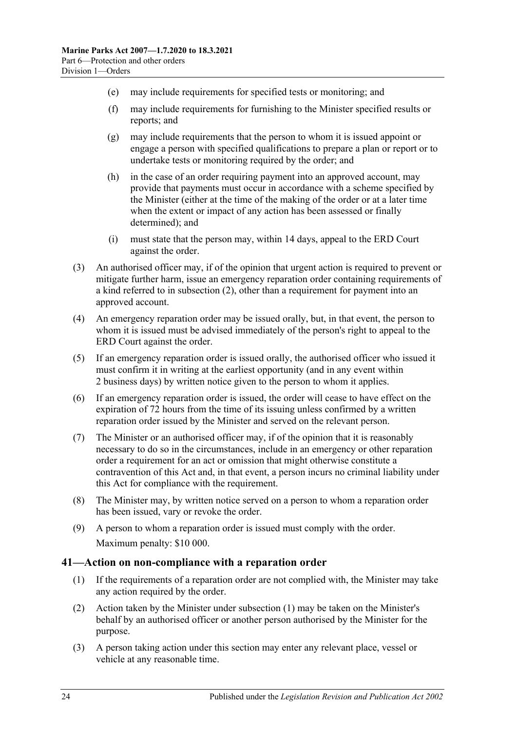(e) may include requirements for specified tests or monitoring; and

(f) may include requirements for furnishing to the Minister specified results or reports; and

(g) may include requirements that the person to whom it is issued appoint or engage a person with specified qualifications to prepare a plan or report or to undertake tests or monitoring required by the order; and

(h) in the case of an order requiring payment into an approved account, may provide that payments must occur in accordance with a scheme specified by the Minister (either at the time of the making of the order or at a later time when the extent or impact of any action has been assessed or finally determined); and

(i) must state that the person may, within 14 days, appeal to the ERD Court against the order.

(3) An authorised officer may, if of the opinion that urgent action is required to prevent or mitigate further harm, issue an emergency reparation order containing requirements of a kind referred to in subsection (2), other than a requirement for payment into an approved account.

(4) An emergency reparation order may be issued orally, but, in that event, the person to whom it is issued must be advised immediately of the person's right to appeal to the ERD Court against the order.

(5) If an emergency reparation order is issued orally, the authorised officer who issued it must confirm it in writing at the earliest opportunity (and in any event within 2 business days) by written notice given to the person to whom it applies.

(6) If an emergency reparation order is issued, the order will cease to have effect on the expiration of 72 hours from the time of its issuing unless confirmed by a written reparation order issued by the Minister and served on the relevant person.

(7) The Minister or an authorised officer may, if of the opinion that it is reasonably necessary to do so in the circumstances, include in an emergency or other reparation order a requirement for an act or omission that might otherwise constitute a contravention of this Act and, in that event, a person incurs no criminal liability under this Act for compliance with the requirement.

(8) The Minister may, by written notice served on a person to whom a reparation order has been issued, vary or revoke the order.

(9) A person to whom a reparation order is issued must comply with the order.

Maximum penalty: $10 000.

## 41—Action on non-compliance with a reparation order

(1) If the requirements of a reparation order are not complied with, the Minister may take any action required by the order.

(2) Action taken by the Minister under subsection (1) may be taken on the Minister's behalf by an authorised officer or another person authorised by the Minister for the purpose.

(3) A person taking action under this section may enter any relevant place, vessel or vehicle at any reasonable time.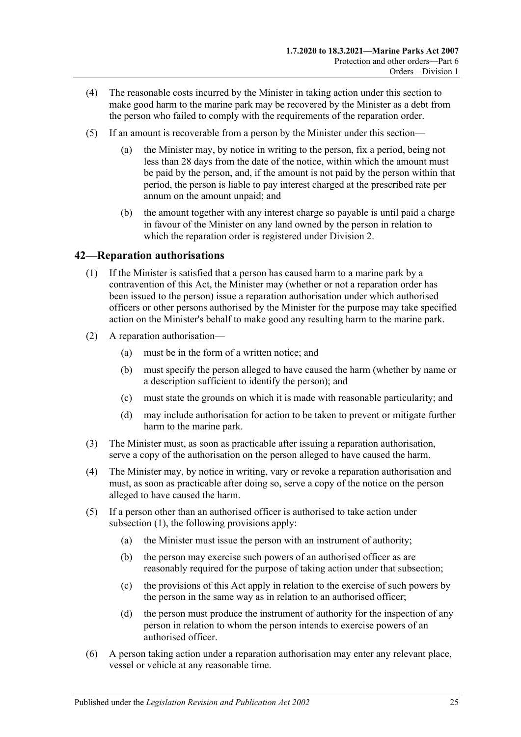(4) The reasonable costs incurred by the Minister in taking action under this section to make good harm to the marine park may be recovered by the Minister as a debt from the person who failed to comply with the requirements of the reparation order.

(5) If an amount is recoverable from a person by the Minister under this section—

(a) the Minister may, by notice in writing to the person, fix a period, being not less than 28 days from the date of the notice, within which the amount must be paid by the person, and, if the amount is not paid by the person within that period, the person is liable to pay interest charged at the prescribed rate per annum on the amount unpaid; and

(b) the amount together with any interest charge so payable is until paid a charge in favour of the Minister on any land owned by the person in relation to which the reparation order is registered under Division 2.

## 42—Reparation authorisations

(1) If the Minister is satisfied that a person has caused harm to a marine park by a contravention of this Act, the Minister may (whether or not a reparation order has been issued to the person) issue a reparation authorisation under which authorised officers or other persons authorised by the Minister for the purpose may take specified action on the Minister's behalf to make good any resulting harm to the marine park.

(2) A reparation authorisation—

(a) must be in the form of a written notice; and

(b) must specify the person alleged to have caused the harm (whether by name or a description sufficient to identify the person); and

(c) must state the grounds on which it is made with reasonable particularity; and

(d) may include authorisation for action to be taken to prevent or mitigate further harm to the marine park.

(3) The Minister must, as soon as practicable after issuing a reparation authorisation, serve a copy of the authorisation on the person alleged to have caused the harm.

(4) The Minister may, by notice in writing, vary or revoke a reparation authorisation and must, as soon as practicable after doing so, serve a copy of the notice on the person alleged to have caused the harm.

(5) If a person other than an authorised officer is authorised to take action under subsection (1), the following provisions apply:

(a) the Minister must issue the person with an instrument of authority;

(b) the person may exercise such powers of an authorised officer as are reasonably required for the purpose of taking action under that subsection;

(c) the provisions of this Act apply in relation to the exercise of such powers by the person in the same way as in relation to an authorised officer;

(d) the person must produce the instrument of authority for the inspection of any person in relation to whom the person intends to exercise powers of an authorised officer.

(6) A person taking action under a reparation authorisation may enter any relevant place, vessel or vehicle at any reasonable time.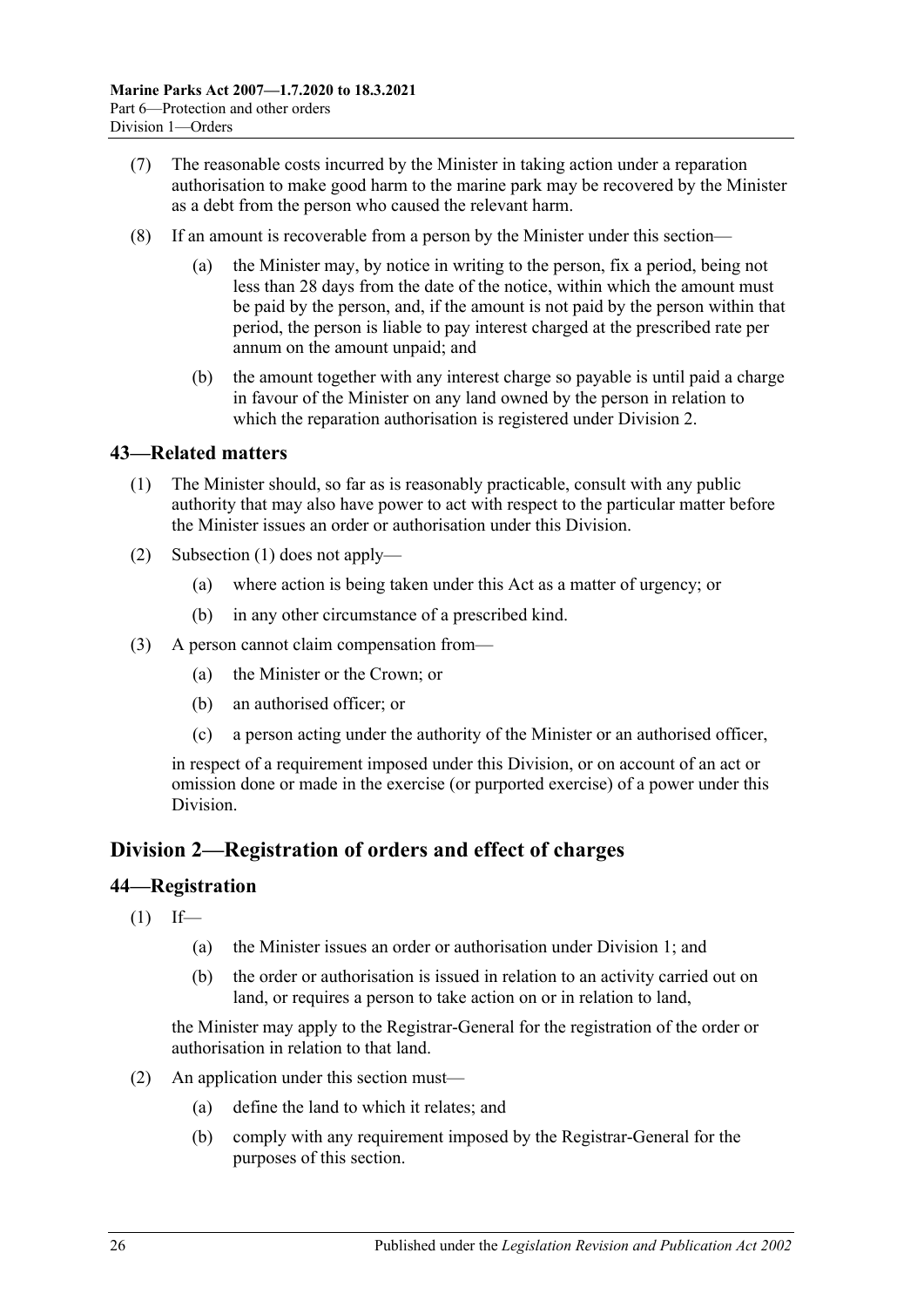(7) The reasonable costs incurred by the Minister in taking action under a reparation authorisation to make good harm to the marine park may be recovered by the Minister as a debt from the person who caused the relevant harm.

(8) If an amount is recoverable from a person by the Minister under this section—

(a) the Minister may, by notice in writing to the person, fix a period, being not less than 28 days from the date of the notice, within which the amount must be paid by the person, and, if the amount is not paid by the person within that period, the person is liable to pay interest charged at the prescribed rate per annum on the amount unpaid; and

(b) the amount together with any interest charge so payable is until paid a charge in favour of the Minister on any land owned by the person in relation to which the reparation authorisation is registered under Division 2.

## 43—Related matters

(1) The Minister should, so far as is reasonably practicable, consult with any public authority that may also have power to act with respect to the particular matter before the Minister issues an order or authorisation under this Division.

(2) Subsection (1) does not apply—

(a) where action is being taken under this Act as a matter of urgency; or

(b) in any other circumstance of a prescribed kind.

(3) A person cannot claim compensation from—

(a) the Minister or the Crown; or

(b) an authorised officer; or

(c) a person acting under the authority of the Minister or an authorised officer,

in respect of a requirement imposed under this Division, or on account of an act or omission done or made in the exercise (or purported exercise) of a power under this Division.

# Division 2—Registration of orders and effect of charges

## 44—Registration

(1) If—

(a) the Minister issues an order or authorisation under Division 1; and

(b) the order or authorisation is issued in relation to an activity carried out on land, or requires a person to take action on or in relation to land,

the Minister may apply to the Registrar-General for the registration of the order or authorisation in relation to that land.

(2) An application under this section must—

(a) define the land to which it relates; and

(b) comply with any requirement imposed by the Registrar-General for the purposes of this section.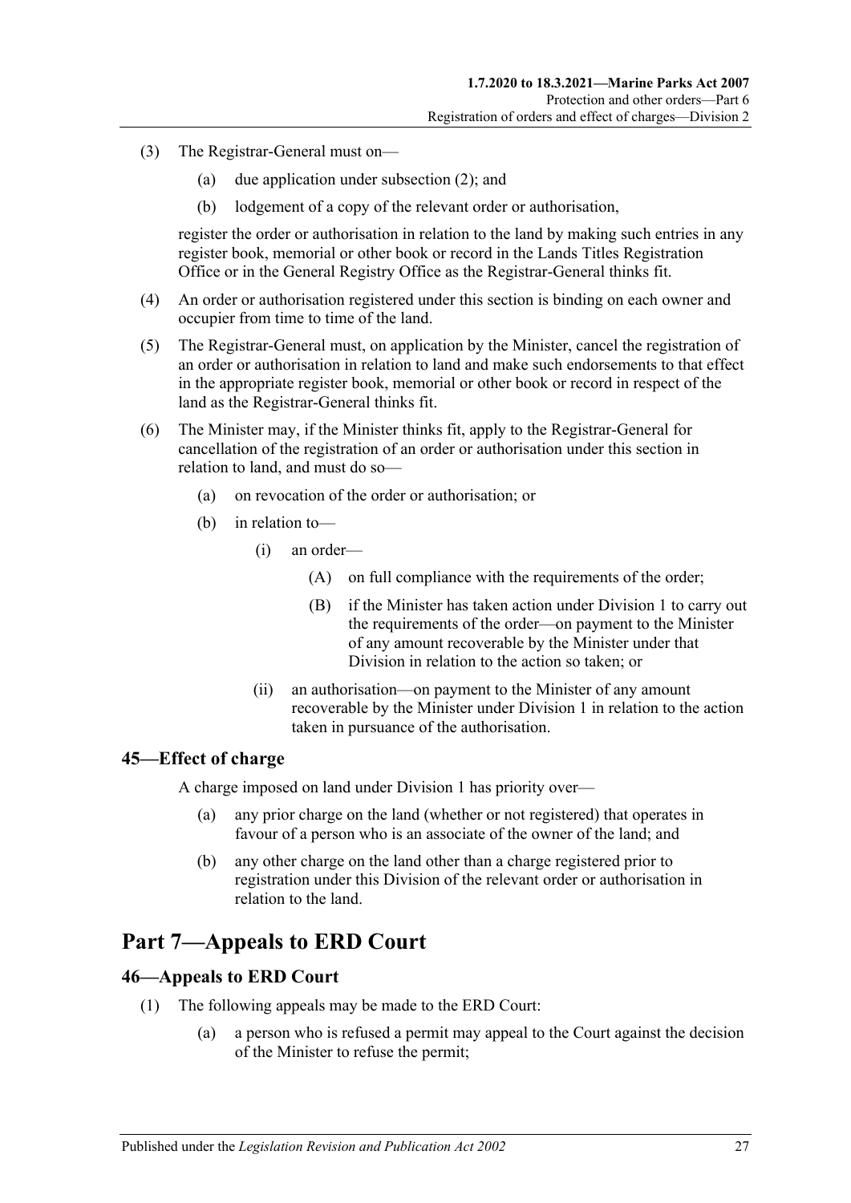(3) The Registrar-General must on—

(a) due application under subsection (2); and

(b) lodgement of a copy of the relevant order or authorisation,

register the order or authorisation in relation to the land by making such entries in any register book, memorial or other book or record in the Lands Titles Registration Office or in the General Registry Office as the Registrar-General thinks fit.

(4) An order or authorisation registered under this section is binding on each owner and occupier from time to time of the land.

(5) The Registrar-General must, on application by the Minister, cancel the registration of an order or authorisation in relation to land and make such endorsements to that effect in the appropriate register book, memorial or other book or record in respect of the land as the Registrar-General thinks fit.

(6) The Minister may, if the Minister thinks fit, apply to the Registrar-General for cancellation of the registration of an order or authorisation under this section in relation to land, and must do so—

(a) on revocation of the order or authorisation; or

(b) in relation to—

(i) an order—

(A) on full compliance with the requirements of the order;

(B) if the Minister has taken action under Division 1 to carry out the requirements of the order—on payment to the Minister of any amount recoverable by the Minister under that Division in relation to the action so taken; or

(ii) an authorisation—on payment to the Minister of any amount recoverable by the Minister under Division 1 in relation to the action taken in pursuance of the authorisation.

### 45—Effect of charge

A charge imposed on land under Division 1 has priority over—

(a) any prior charge on the land (whether or not registered) that operates in favour of a person who is an associate of the owner of the land; and

(b) any other charge on the land other than a charge registered prior to registration under this Division of the relevant order or authorisation in relation to the land.

## Part 7—Appeals to ERD Court

### 46—Appeals to ERD Court

(1) The following appeals may be made to the ERD Court:

(a) a person who is refused a permit may appeal to the Court against the decision of the Minister to refuse the permit;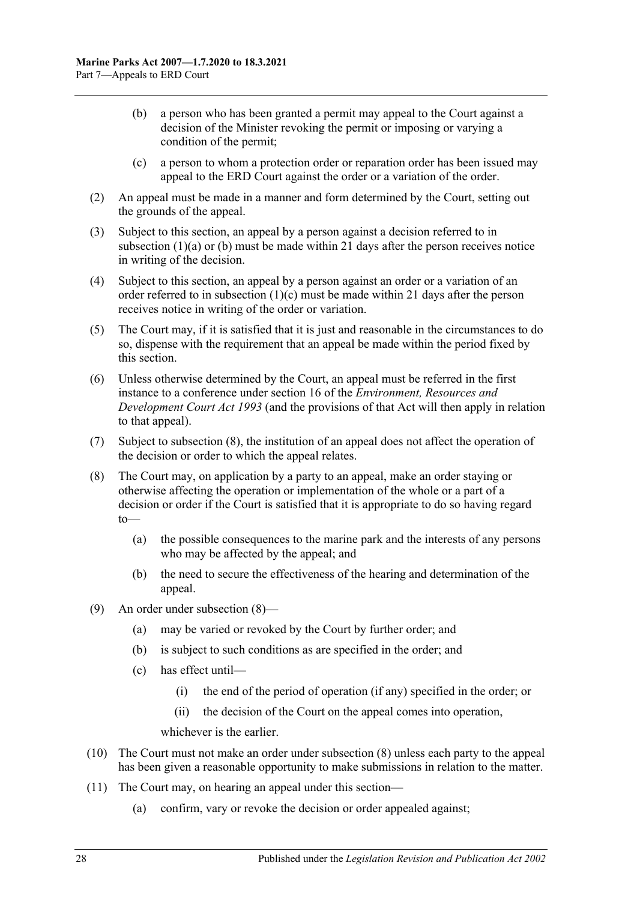(b) a person who has been granted a permit may appeal to the Court against a decision of the Minister revoking the permit or imposing or varying a condition of the permit;

(c) a person to whom a protection order or reparation order has been issued may appeal to the ERD Court against the order or a variation of the order.

(2) An appeal must be made in a manner and form determined by the Court, setting out the grounds of the appeal.

(3) Subject to this section, an appeal by a person against a decision referred to in subsection (1)(a) or (b) must be made within 21 days after the person receives notice in writing of the decision.

(4) Subject to this section, an appeal by a person against an order or a variation of an order referred to in subsection (1)(c) must be made within 21 days after the person receives notice in writing of the order or variation.

(5) The Court may, if it is satisfied that it is just and reasonable in the circumstances to do so, dispense with the requirement that an appeal be made within the period fixed by this section.

(6) Unless otherwise determined by the Court, an appeal must be referred in the first instance to a conference under section 16 of the *Environment, Resources and Development Court Act 1993* (and the provisions of that Act will then apply in relation to that appeal).

(7) Subject to subsection (8), the institution of an appeal does not affect the operation of the decision or order to which the appeal relates.

(8) The Court may, on application by a party to an appeal, make an order staying or otherwise affecting the operation or implementation of the whole or a part of a decision or order if the Court is satisfied that it is appropriate to do so having regard to—

(a) the possible consequences to the marine park and the interests of any persons who may be affected by the appeal; and

(b) the need to secure the effectiveness of the hearing and determination of the appeal.

(9) An order under subsection (8)—

(a) may be varied or revoked by the Court by further order; and

(b) is subject to such conditions as are specified in the order; and

(c) has effect until—

(i) the end of the period of operation (if any) specified in the order; or

(ii) the decision of the Court on the appeal comes into operation,

whichever is the earlier.

(10) The Court must not make an order under subsection (8) unless each party to the appeal has been given a reasonable opportunity to make submissions in relation to the matter.

(11) The Court may, on hearing an appeal under this section—

(a) confirm, vary or revoke the decision or order appealed against;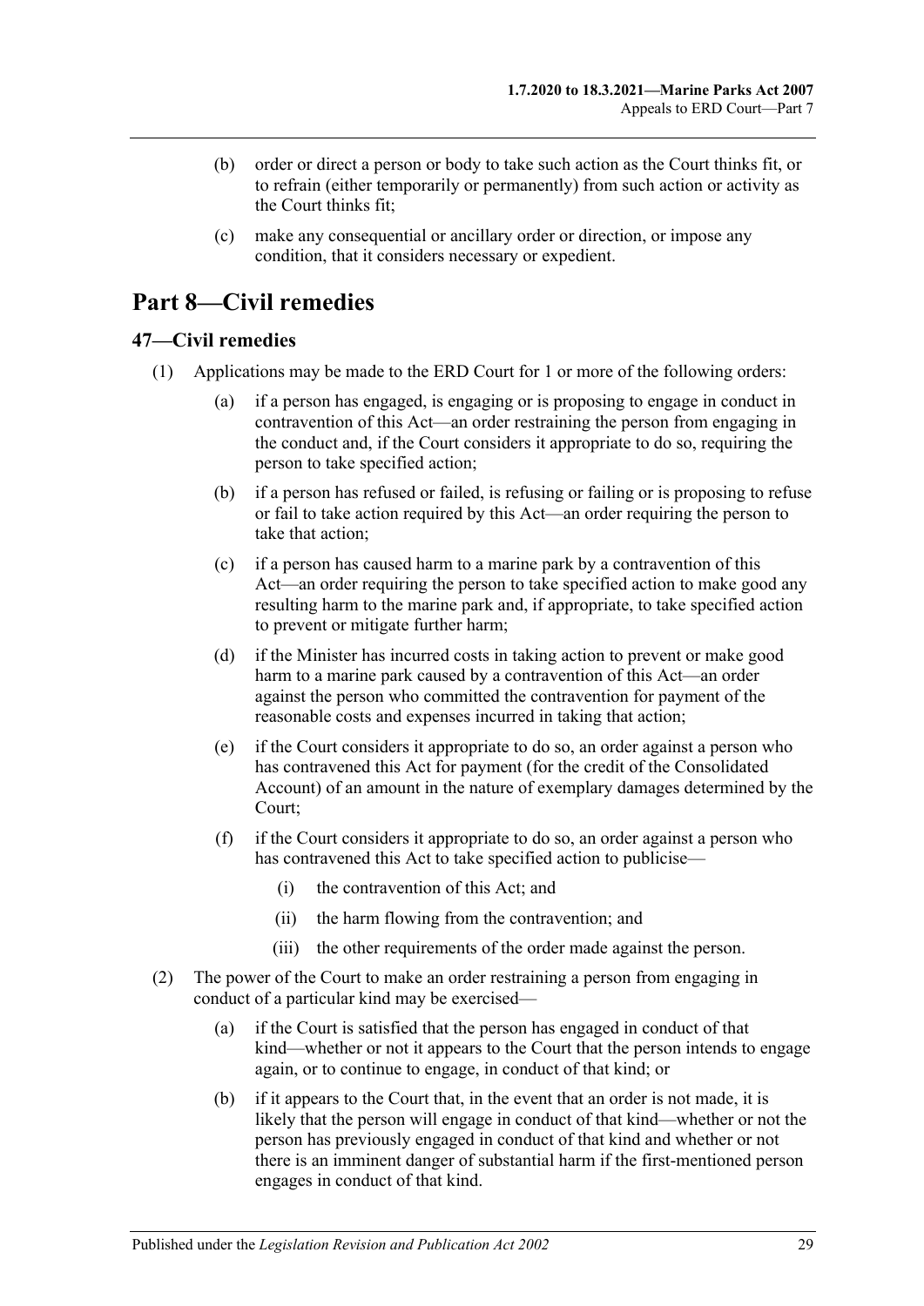(b) order or direct a person or body to take such action as the Court thinks fit, or to refrain (either temporarily or permanently) from such action or activity as the Court thinks fit;

(c) make any consequential or ancillary order or direction, or impose any condition, that it considers necessary or expedient.

# Part 8—Civil remedies

## 47—Civil remedies

(1) Applications may be made to the ERD Court for 1 or more of the following orders:

(a) if a person has engaged, is engaging or is proposing to engage in conduct in contravention of this Act—an order restraining the person from engaging in the conduct and, if the Court considers it appropriate to do so, requiring the person to take specified action;

(b) if a person has refused or failed, is refusing or failing or is proposing to refuse or fail to take action required by this Act—an order requiring the person to take that action;

(c) if a person has caused harm to a marine park by a contravention of this Act—an order requiring the person to take specified action to make good any resulting harm to the marine park and, if appropriate, to take specified action to prevent or mitigate further harm;

(d) if the Minister has incurred costs in taking action to prevent or make good harm to a marine park caused by a contravention of this Act—an order against the person who committed the contravention for payment of the reasonable costs and expenses incurred in taking that action;

(e) if the Court considers it appropriate to do so, an order against a person who has contravened this Act for payment (for the credit of the Consolidated Account) of an amount in the nature of exemplary damages determined by the Court;

(f) if the Court considers it appropriate to do so, an order against a person who has contravened this Act to take specified action to publicise—

(i) the contravention of this Act; and

(ii) the harm flowing from the contravention; and

(iii) the other requirements of the order made against the person.

(2) The power of the Court to make an order restraining a person from engaging in conduct of a particular kind may be exercised—

(a) if the Court is satisfied that the person has engaged in conduct of that kind—whether or not it appears to the Court that the person intends to engage again, or to continue to engage, in conduct of that kind; or

(b) if it appears to the Court that, in the event that an order is not made, it is likely that the person will engage in conduct of that kind—whether or not the person has previously engaged in conduct of that kind and whether or not there is an imminent danger of substantial harm if the first-mentioned person engages in conduct of that kind.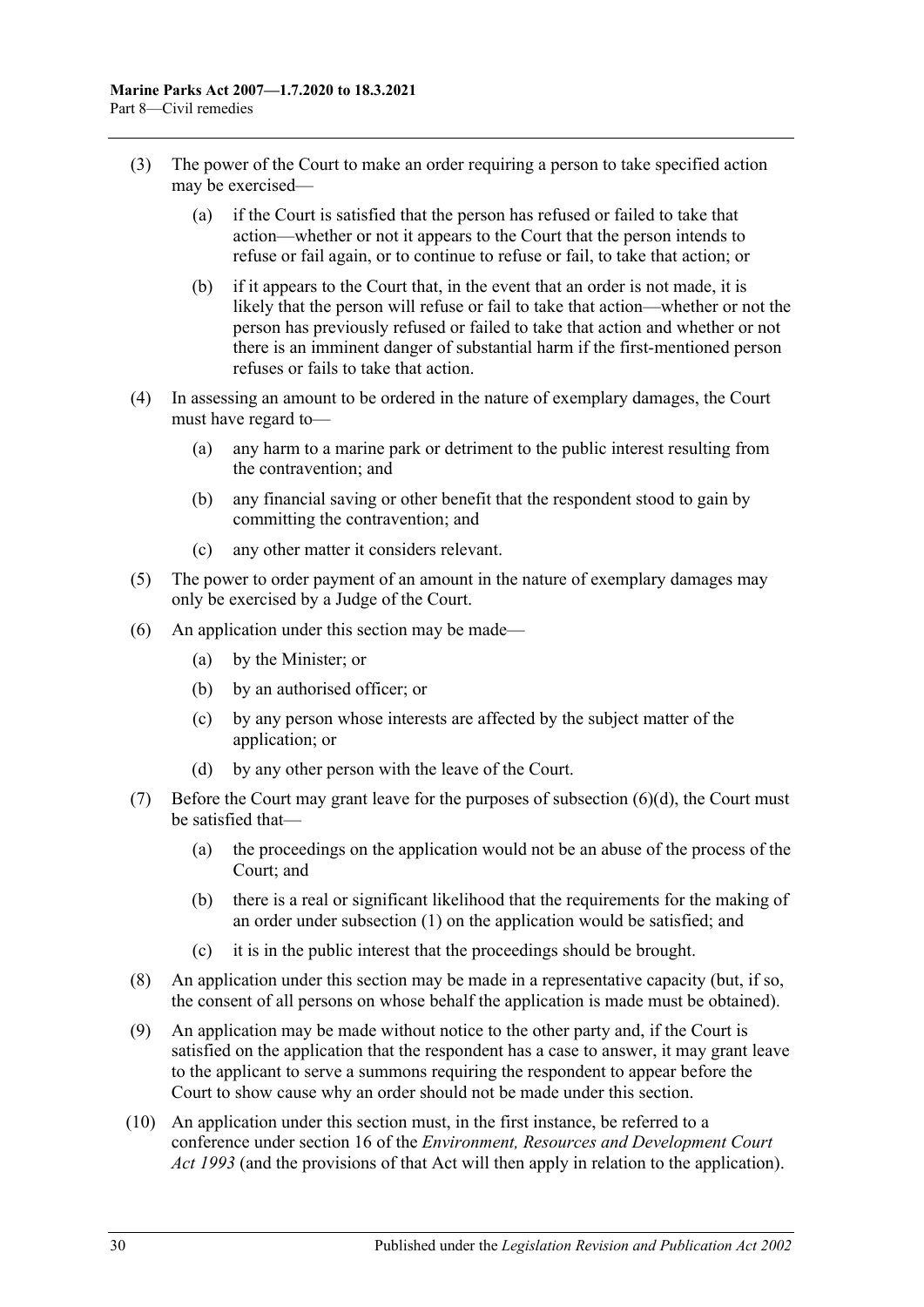(3) The power of the Court to make an order requiring a person to take specified action may be exercised—

  (a) if the Court is satisfied that the person has refused or failed to take that action—whether or not it appears to the Court that the person intends to refuse or fail again, or to continue to refuse or fail, to take that action; or

  (b) if it appears to the Court that, in the event that an order is not made, it is likely that the person will refuse or fail to take that action—whether or not the person has previously refused or failed to take that action and whether or not there is an imminent danger of substantial harm if the first-mentioned person refuses or fails to take that action.

(4) In assessing an amount to be ordered in the nature of exemplary damages, the Court must have regard to—

  (a) any harm to a marine park or detriment to the public interest resulting from the contravention; and

  (b) any financial saving or other benefit that the respondent stood to gain by committing the contravention; and

  (c) any other matter it considers relevant.

(5) The power to order payment of an amount in the nature of exemplary damages may only be exercised by a Judge of the Court.

(6) An application under this section may be made—

  (a) by the Minister; or

  (b) by an authorised officer; or

  (c) by any person whose interests are affected by the subject matter of the application; or

  (d) by any other person with the leave of the Court.

(7) Before the Court may grant leave for the purposes of subsection (6)(d), the Court must be satisfied that—

  (a) the proceedings on the application would not be an abuse of the process of the Court; and

  (b) there is a real or significant likelihood that the requirements for the making of an order under subsection (1) on the application would be satisfied; and

  (c) it is in the public interest that the proceedings should be brought.

(8) An application under this section may be made in a representative capacity (but, if so, the consent of all persons on whose behalf the application is made must be obtained).

(9) An application may be made without notice to the other party and, if the Court is satisfied on the application that the respondent has a case to answer, it may grant leave to the applicant to serve a summons requiring the respondent to appear before the Court to show cause why an order should not be made under this section.

(10) An application under this section must, in the first instance, be referred to a conference under section 16 of the *Environment, Resources and Development Court Act 1993* (and the provisions of that Act will then apply in relation to the application).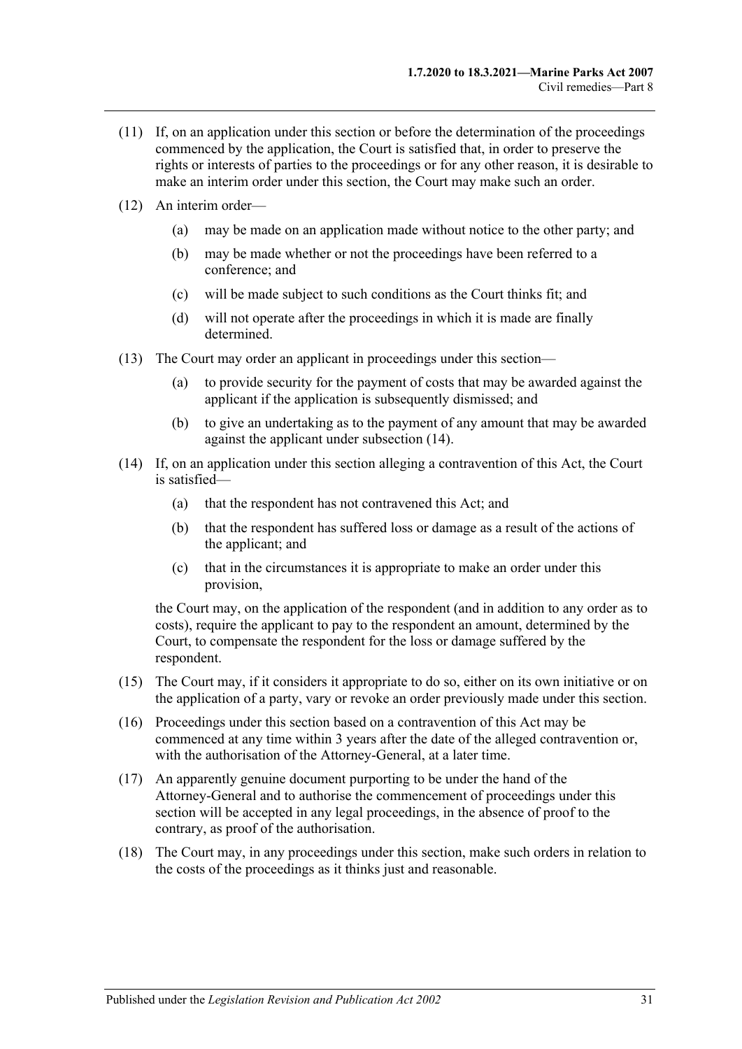(11) If, on an application under this section or before the determination of the proceedings commenced by the application, the Court is satisfied that, in order to preserve the rights or interests of parties to the proceedings or for any other reason, it is desirable to make an interim order under this section, the Court may make such an order.

(12) An interim order—

   (a) may be made on an application made without notice to the other party; and

   (b) may be made whether or not the proceedings have been referred to a conference; and

   (c) will be made subject to such conditions as the Court thinks fit; and

   (d) will not operate after the proceedings in which it is made are finally determined.

(13) The Court may order an applicant in proceedings under this section—

   (a) to provide security for the payment of costs that may be awarded against the applicant if the application is subsequently dismissed; and

   (b) to give an undertaking as to the payment of any amount that may be awarded against the applicant under subsection (14).

(14) If, on an application under this section alleging a contravention of this Act, the Court is satisfied—

   (a) that the respondent has not contravened this Act; and

   (b) that the respondent has suffered loss or damage as a result of the actions of the applicant; and

   (c) that in the circumstances it is appropriate to make an order under this provision,

   the Court may, on the application of the respondent (and in addition to any order as to costs), require the applicant to pay to the respondent an amount, determined by the Court, to compensate the respondent for the loss or damage suffered by the respondent.

(15) The Court may, if it considers it appropriate to do so, either on its own initiative or on the application of a party, vary or revoke an order previously made under this section.

(16) Proceedings under this section based on a contravention of this Act may be commenced at any time within 3 years after the date of the alleged contravention or, with the authorisation of the Attorney-General, at a later time.

(17) An apparently genuine document purporting to be under the hand of the Attorney-General and to authorise the commencement of proceedings under this section will be accepted in any legal proceedings, in the absence of proof to the contrary, as proof of the authorisation.

(18) The Court may, in any proceedings under this section, make such orders in relation to the costs of the proceedings as it thinks just and reasonable.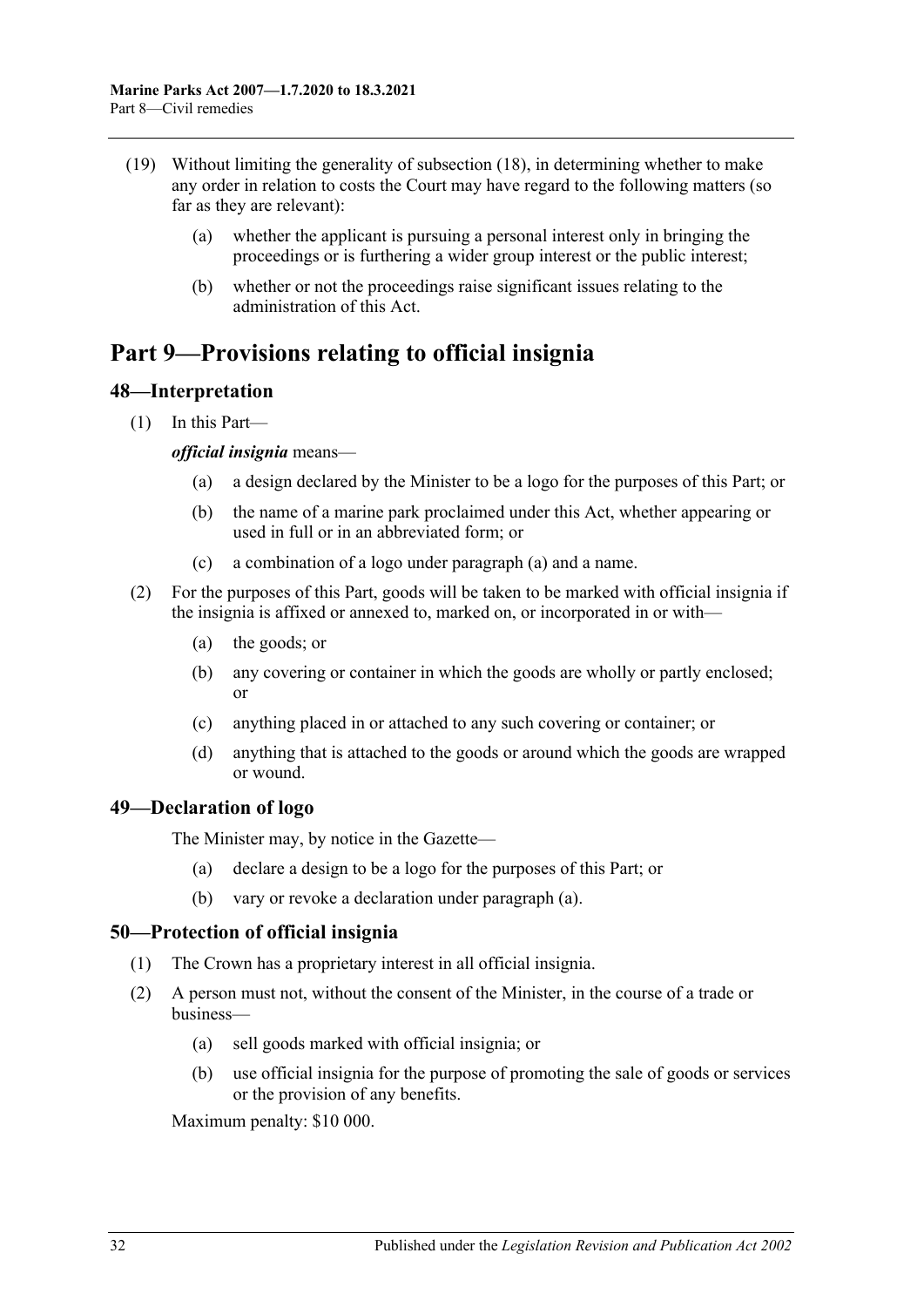(19) Without limiting the generality of subsection (18), in determining whether to make any order in relation to costs the Court may have regard to the following matters (so far as they are relevant):

(a) whether the applicant is pursuing a personal interest only in bringing the proceedings or is furthering a wider group interest or the public interest;

(b) whether or not the proceedings raise significant issues relating to the administration of this Act.

# Part 9—Provisions relating to official insignia

## 48—Interpretation

(1) In this Part—

***official insignia*** means—

(a) a design declared by the Minister to be a logo for the purposes of this Part; or

(b) the name of a marine park proclaimed under this Act, whether appearing or used in full or in an abbreviated form; or

(c) a combination of a logo under paragraph (a) and a name.

(2) For the purposes of this Part, goods will be taken to be marked with official insignia if the insignia is affixed or annexed to, marked on, or incorporated in or with—

(a) the goods; or

(b) any covering or container in which the goods are wholly or partly enclosed; or

(c) anything placed in or attached to any such covering or container; or

(d) anything that is attached to the goods or around which the goods are wrapped or wound.

## 49—Declaration of logo

The Minister may, by notice in the Gazette—

(a) declare a design to be a logo for the purposes of this Part; or

(b) vary or revoke a declaration under paragraph (a).

## 50—Protection of official insignia

(1) The Crown has a proprietary interest in all official insignia.

(2) A person must not, without the consent of the Minister, in the course of a trade or business—

(a) sell goods marked with official insignia; or

(b) use official insignia for the purpose of promoting the sale of goods or services or the provision of any benefits.

Maximum penalty: $10 000.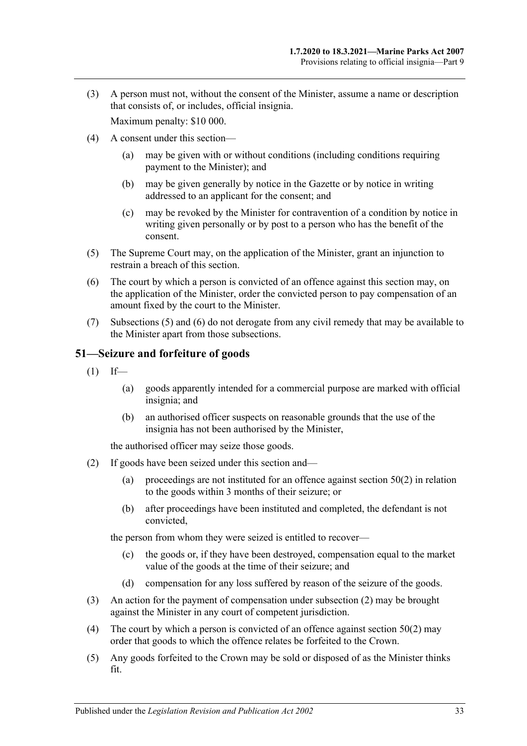(3) A person must not, without the consent of the Minister, assume a name or description that consists of, or includes, official insignia.

Maximum penalty: $10 000.

(4) A consent under this section—

(a) may be given with or without conditions (including conditions requiring payment to the Minister); and

(b) may be given generally by notice in the Gazette or by notice in writing addressed to an applicant for the consent; and

(c) may be revoked by the Minister for contravention of a condition by notice in writing given personally or by post to a person who has the benefit of the consent.

(5) The Supreme Court may, on the application of the Minister, grant an injunction to restrain a breach of this section.

(6) The court by which a person is convicted of an offence against this section may, on the application of the Minister, order the convicted person to pay compensation of an amount fixed by the court to the Minister.

(7) Subsections (5) and (6) do not derogate from any civil remedy that may be available to the Minister apart from those subsections.

## 51—Seizure and forfeiture of goods

(1) If—

(a) goods apparently intended for a commercial purpose are marked with official insignia; and

(b) an authorised officer suspects on reasonable grounds that the use of the insignia has not been authorised by the Minister,

the authorised officer may seize those goods.

(2) If goods have been seized under this section and—

(a) proceedings are not instituted for an offence against section 50(2) in relation to the goods within 3 months of their seizure; or

(b) after proceedings have been instituted and completed, the defendant is not convicted,

the person from whom they were seized is entitled to recover—

(c) the goods or, if they have been destroyed, compensation equal to the market value of the goods at the time of their seizure; and

(d) compensation for any loss suffered by reason of the seizure of the goods.

(3) An action for the payment of compensation under subsection (2) may be brought against the Minister in any court of competent jurisdiction.

(4) The court by which a person is convicted of an offence against section 50(2) may order that goods to which the offence relates be forfeited to the Crown.

(5) Any goods forfeited to the Crown may be sold or disposed of as the Minister thinks fit.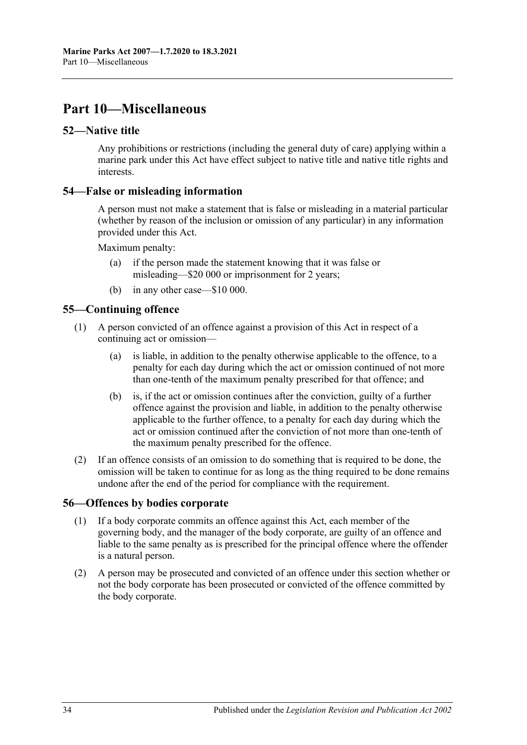# Part 10—Miscellaneous

## 52—Native title

Any prohibitions or restrictions (including the general duty of care) applying within a marine park under this Act have effect subject to native title and native title rights and interests.

## 54—False or misleading information

A person must not make a statement that is false or misleading in a material particular (whether by reason of the inclusion or omission of any particular) in any information provided under this Act.

Maximum penalty:

(a) if the person made the statement knowing that it was false or misleading—$20 000 or imprisonment for 2 years;

(b) in any other case—$10 000.

## 55—Continuing offence

(1) A person convicted of an offence against a provision of this Act in respect of a continuing act or omission—

(a) is liable, in addition to the penalty otherwise applicable to the offence, to a penalty for each day during which the act or omission continued of not more than one-tenth of the maximum penalty prescribed for that offence; and

(b) is, if the act or omission continues after the conviction, guilty of a further offence against the provision and liable, in addition to the penalty otherwise applicable to the further offence, to a penalty for each day during which the act or omission continued after the conviction of not more than one-tenth of the maximum penalty prescribed for the offence.

(2) If an offence consists of an omission to do something that is required to be done, the omission will be taken to continue for as long as the thing required to be done remains undone after the end of the period for compliance with the requirement.

## 56—Offences by bodies corporate

(1) If a body corporate commits an offence against this Act, each member of the governing body, and the manager of the body corporate, are guilty of an offence and liable to the same penalty as is prescribed for the principal offence where the offender is a natural person.

(2) A person may be prosecuted and convicted of an offence under this section whether or not the body corporate has been prosecuted or convicted of the offence committed by the body corporate.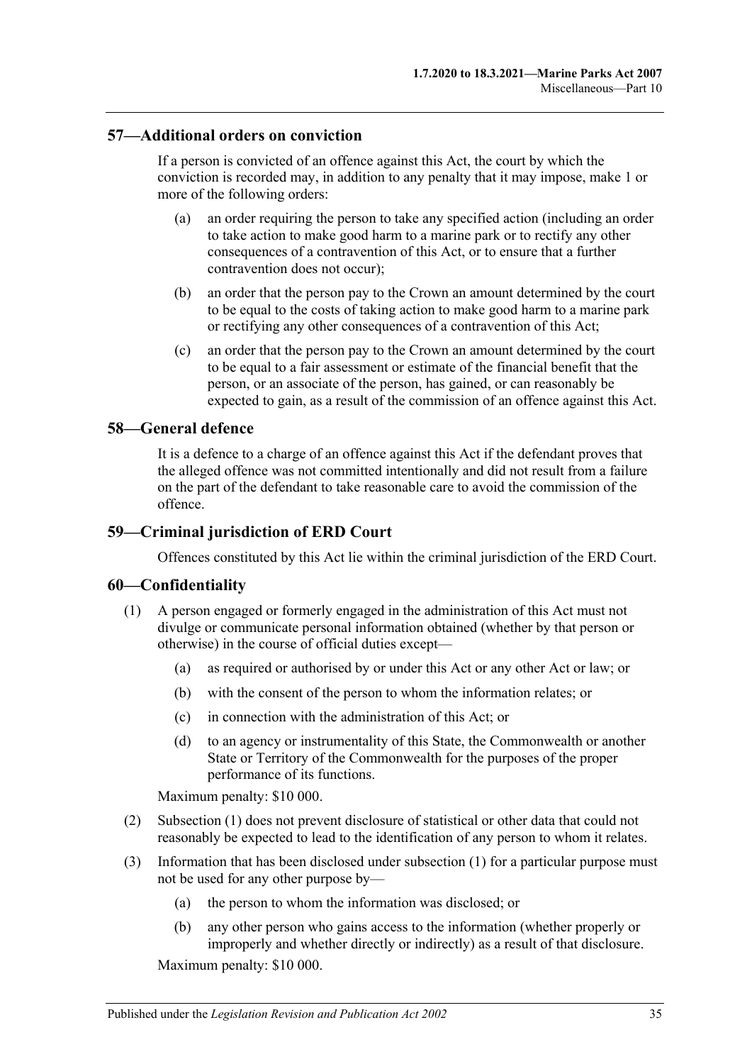## 57—Additional orders on conviction

If a person is convicted of an offence against this Act, the court by which the conviction is recorded may, in addition to any penalty that it may impose, make 1 or more of the following orders:

(a) an order requiring the person to take any specified action (including an order to take action to make good harm to a marine park or to rectify any other consequences of a contravention of this Act, or to ensure that a further contravention does not occur);

(b) an order that the person pay to the Crown an amount determined by the court to be equal to the costs of taking action to make good harm to a marine park or rectifying any other consequences of a contravention of this Act;

(c) an order that the person pay to the Crown an amount determined by the court to be equal to a fair assessment or estimate of the financial benefit that the person, or an associate of the person, has gained, or can reasonably be expected to gain, as a result of the commission of an offence against this Act.

## 58—General defence

It is a defence to a charge of an offence against this Act if the defendant proves that the alleged offence was not committed intentionally and did not result from a failure on the part of the defendant to take reasonable care to avoid the commission of the offence.

## 59—Criminal jurisdiction of ERD Court

Offences constituted by this Act lie within the criminal jurisdiction of the ERD Court.

## 60—Confidentiality

(1) A person engaged or formerly engaged in the administration of this Act must not divulge or communicate personal information obtained (whether by that person or otherwise) in the course of official duties except—

(a) as required or authorised by or under this Act or any other Act or law; or

(b) with the consent of the person to whom the information relates; or

(c) in connection with the administration of this Act; or

(d) to an agency or instrumentality of this State, the Commonwealth or another State or Territory of the Commonwealth for the purposes of the proper performance of its functions.

Maximum penalty: $10 000.

(2) Subsection (1) does not prevent disclosure of statistical or other data that could not reasonably be expected to lead to the identification of any person to whom it relates.

(3) Information that has been disclosed under subsection (1) for a particular purpose must not be used for any other purpose by—

(a) the person to whom the information was disclosed; or

(b) any other person who gains access to the information (whether properly or improperly and whether directly or indirectly) as a result of that disclosure.

Maximum penalty: $10 000.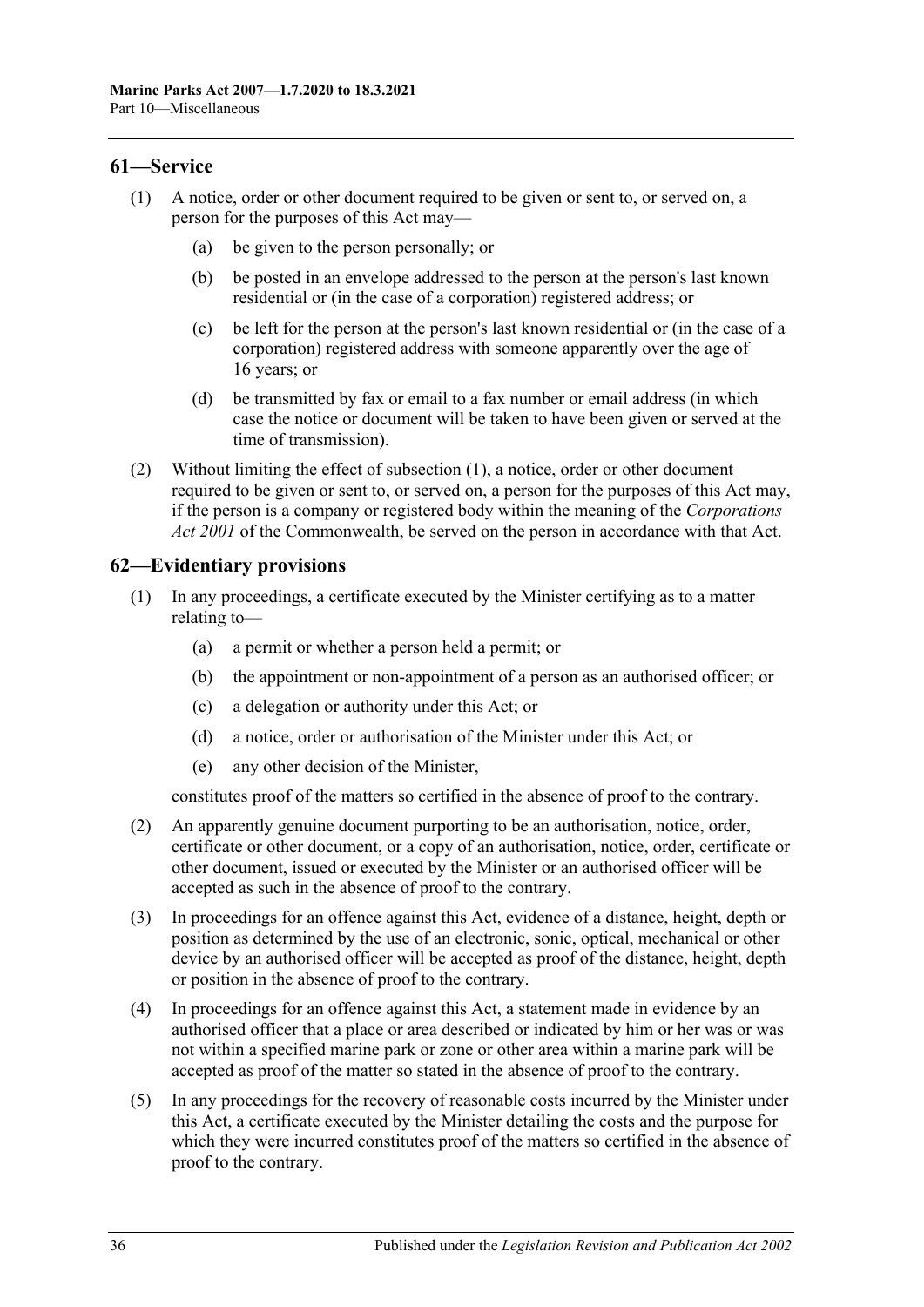## 61—Service

(1) A notice, order or other document required to be given or sent to, or served on, a person for the purposes of this Act may—

(a) be given to the person personally; or

(b) be posted in an envelope addressed to the person at the person's last known residential or (in the case of a corporation) registered address; or

(c) be left for the person at the person's last known residential or (in the case of a corporation) registered address with someone apparently over the age of 16 years; or

(d) be transmitted by fax or email to a fax number or email address (in which case the notice or document will be taken to have been given or served at the time of transmission).

(2) Without limiting the effect of subsection (1), a notice, order or other document required to be given or sent to, or served on, a person for the purposes of this Act may, if the person is a company or registered body within the meaning of the *Corporations Act 2001* of the Commonwealth, be served on the person in accordance with that Act.

## 62—Evidentiary provisions

(1) In any proceedings, a certificate executed by the Minister certifying as to a matter relating to—

(a) a permit or whether a person held a permit; or

(b) the appointment or non-appointment of a person as an authorised officer; or

(c) a delegation or authority under this Act; or

(d) a notice, order or authorisation of the Minister under this Act; or

(e) any other decision of the Minister,

constitutes proof of the matters so certified in the absence of proof to the contrary.

(2) An apparently genuine document purporting to be an authorisation, notice, order, certificate or other document, or a copy of an authorisation, notice, order, certificate or other document, issued or executed by the Minister or an authorised officer will be accepted as such in the absence of proof to the contrary.

(3) In proceedings for an offence against this Act, evidence of a distance, height, depth or position as determined by the use of an electronic, sonic, optical, mechanical or other device by an authorised officer will be accepted as proof of the distance, height, depth or position in the absence of proof to the contrary.

(4) In proceedings for an offence against this Act, a statement made in evidence by an authorised officer that a place or area described or indicated by him or her was or was not within a specified marine park or zone or other area within a marine park will be accepted as proof of the matter so stated in the absence of proof to the contrary.

(5) In any proceedings for the recovery of reasonable costs incurred by the Minister under this Act, a certificate executed by the Minister detailing the costs and the purpose for which they were incurred constitutes proof of the matters so certified in the absence of proof to the contrary.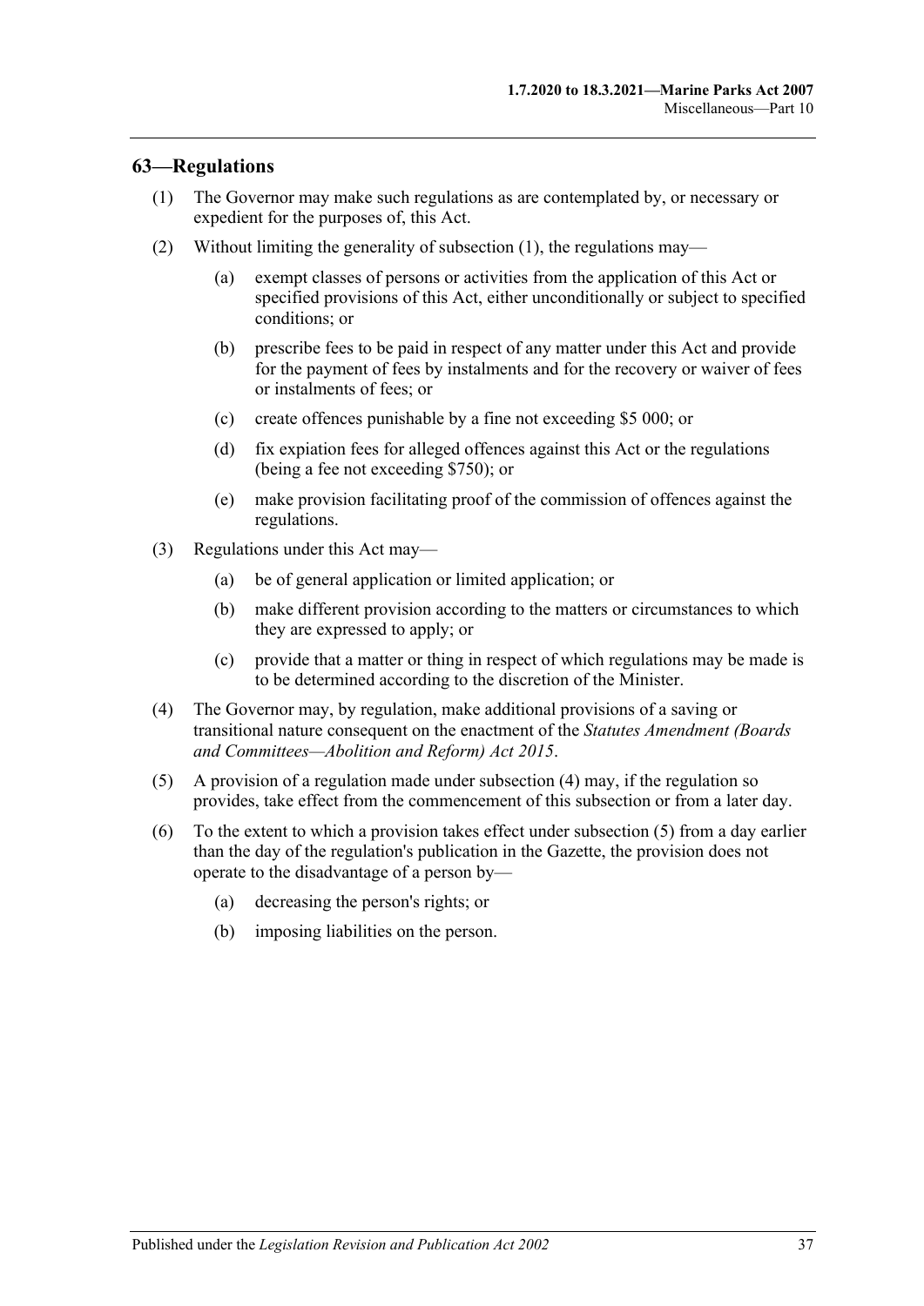## 63—Regulations

(1) The Governor may make such regulations as are contemplated by, or necessary or expedient for the purposes of, this Act.

(2) Without limiting the generality of subsection (1), the regulations may—

(a) exempt classes of persons or activities from the application of this Act or specified provisions of this Act, either unconditionally or subject to specified conditions; or

(b) prescribe fees to be paid in respect of any matter under this Act and provide for the payment of fees by instalments and for the recovery or waiver of fees or instalments of fees; or

(c) create offences punishable by a fine not exceeding $5 000; or

(d) fix expiation fees for alleged offences against this Act or the regulations (being a fee not exceeding $750); or

(e) make provision facilitating proof of the commission of offences against the regulations.

(3) Regulations under this Act may—

(a) be of general application or limited application; or

(b) make different provision according to the matters or circumstances to which they are expressed to apply; or

(c) provide that a matter or thing in respect of which regulations may be made is to be determined according to the discretion of the Minister.

(4) The Governor may, by regulation, make additional provisions of a saving or transitional nature consequent on the enactment of the *Statutes Amendment (Boards and Committees—Abolition and Reform) Act 2015*.

(5) A provision of a regulation made under subsection (4) may, if the regulation so provides, take effect from the commencement of this subsection or from a later day.

(6) To the extent to which a provision takes effect under subsection (5) from a day earlier than the day of the regulation's publication in the Gazette, the provision does not operate to the disadvantage of a person by—

(a) decreasing the person's rights; or

(b) imposing liabilities on the person.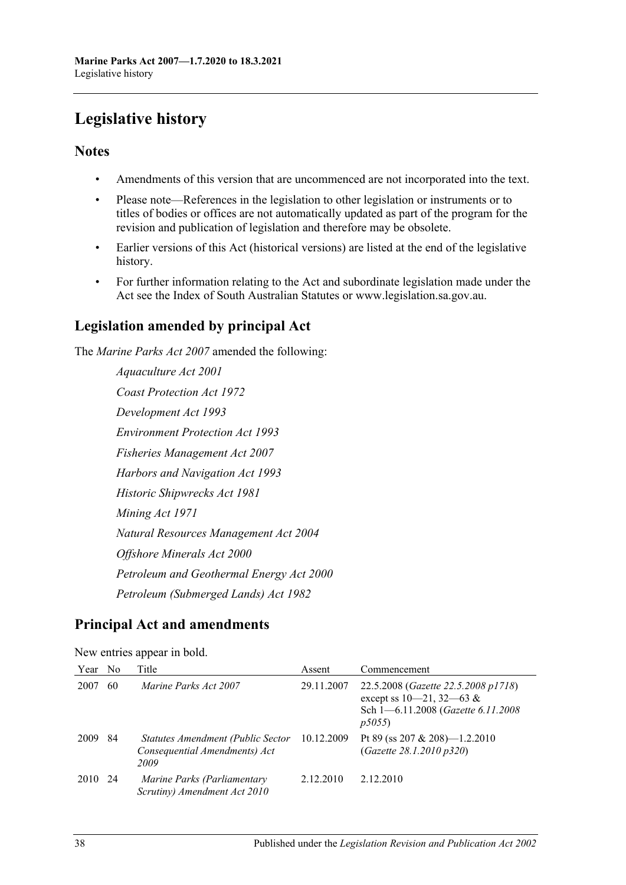# Legislative history

## Notes

- Amendments of this version that are uncommenced are not incorporated into the text.
- Please note—References in the legislation to other legislation or instruments or to titles of bodies or offices are not automatically updated as part of the program for the revision and publication of legislation and therefore may be obsolete.
- Earlier versions of this Act (historical versions) are listed at the end of the legislative history.
- For further information relating to the Act and subordinate legislation made under the Act see the Index of South Australian Statutes or www.legislation.sa.gov.au.

## Legislation amended by principal Act

The *Marine Parks Act 2007* amended the following:

*Aquaculture Act 2001*

*Coast Protection Act 1972*

*Development Act 1993*

*Environment Protection Act 1993*

*Fisheries Management Act 2007*

*Harbors and Navigation Act 1993*

*Historic Shipwrecks Act 1981*

*Mining Act 1971*

*Natural Resources Management Act 2004*

*Offshore Minerals Act 2000*

*Petroleum and Geothermal Energy Act 2000*

*Petroleum (Submerged Lands) Act 1982*

## Principal Act and amendments

New entries appear in bold.

| Year | No | Title | Assent | Commencement |
|---|---|---|---|---|
| 2007 | 60 | *Marine Parks Act 2007* | 29.11.2007 | 22.5.2008 (*Gazette 22.5.2008 p1718*) except ss 10—21, 32—63 & Sch 1—6.11.2008 (*Gazette 6.11.2008 p5055*) |
| 2009 | 84 | *Statutes Amendment (Public Sector Consequential Amendments) Act 2009* | 10.12.2009 | Pt 89 (ss 207 & 208)—1.2.2010 (*Gazette 28.1.2010 p320*) |
| 2010 | 24 | *Marine Parks (Parliamentary Scrutiny) Amendment Act 2010* | 2.12.2010 | 2.12.2010 |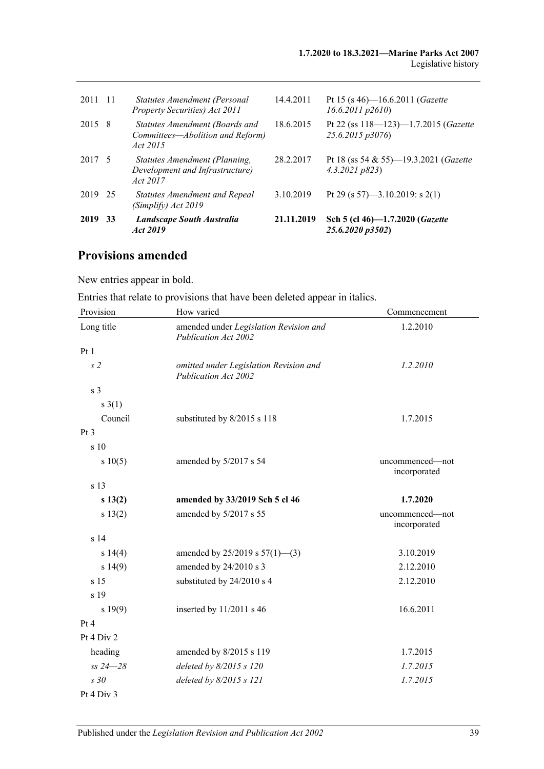| | | | | |
|---|---|---|---|---|
| 2011 | 11 | *Statutes Amendment (Personal Property Securities) Act 2011* | 14.4.2011 | Pt 15 (s 46)—16.6.2011 (*Gazette 16.6.2011 p2610*) |
| 2015 | 8 | *Statutes Amendment (Boards and Committees—Abolition and Reform) Act 2015* | 18.6.2015 | Pt 22 (ss 118—123)—1.7.2015 (*Gazette 25.6.2015 p3076*) |
| 2017 | 5 | *Statutes Amendment (Planning, Development and Infrastructure) Act 2017* | 28.2.2017 | Pt 18 (ss 54 & 55)—19.3.2021 (*Gazette 4.3.2021 p823*) |
| 2019 | 25 | *Statutes Amendment and Repeal (Simplify) Act 2019* | 3.10.2019 | Pt 29 (s 57)—3.10.2019: s 2(1) |
| **2019** | **33** | ***Landscape South Australia Act 2019*** | **21.11.2019** | **Sch 5 (cl 46)—1.7.2020 (*Gazette 25.6.2020 p3502*)** |

## Provisions amended

New entries appear in bold.

Entries that relate to provisions that have been deleted appear in italics.

| Provision | How varied | Commencement |
|---|---|---|
| Long title | amended under *Legislation Revision and Publication Act 2002* | 1.2.2010 |
| Pt 1 | | |
| *s 2* | *omitted under Legislation Revision and Publication Act 2002* | *1.2.2010* |
| s 3 | | |
| s 3(1) | | |
| Council | substituted by 8/2015 s 118 | 1.7.2015 |
| Pt 3 | | |
| s 10 | | |
| s 10(5) | amended by 5/2017 s 54 | uncommenced—not incorporated |
| s 13 | | |
| **s 13(2)** | **amended by 33/2019 Sch 5 cl 46** | **1.7.2020** |
| s 13(2) | amended by 5/2017 s 55 | uncommenced—not incorporated |
| s 14 | | |
| s 14(4) | amended by 25/2019 s 57(1)—(3) | 3.10.2019 |
| s 14(9) | amended by 24/2010 s 3 | 2.12.2010 |
| s 15 | substituted by 24/2010 s 4 | 2.12.2010 |
| s 19 | | |
| s 19(9) | inserted by 11/2011 s 46 | 16.6.2011 |
| Pt 4 | | |
| Pt 4 Div 2 | | |
| heading | amended by 8/2015 s 119 | 1.7.2015 |
| *ss 24—28* | *deleted by 8/2015 s 120* | *1.7.2015* |
| *s 30* | *deleted by 8/2015 s 121* | *1.7.2015* |
| Pt 4 Div 3 | | |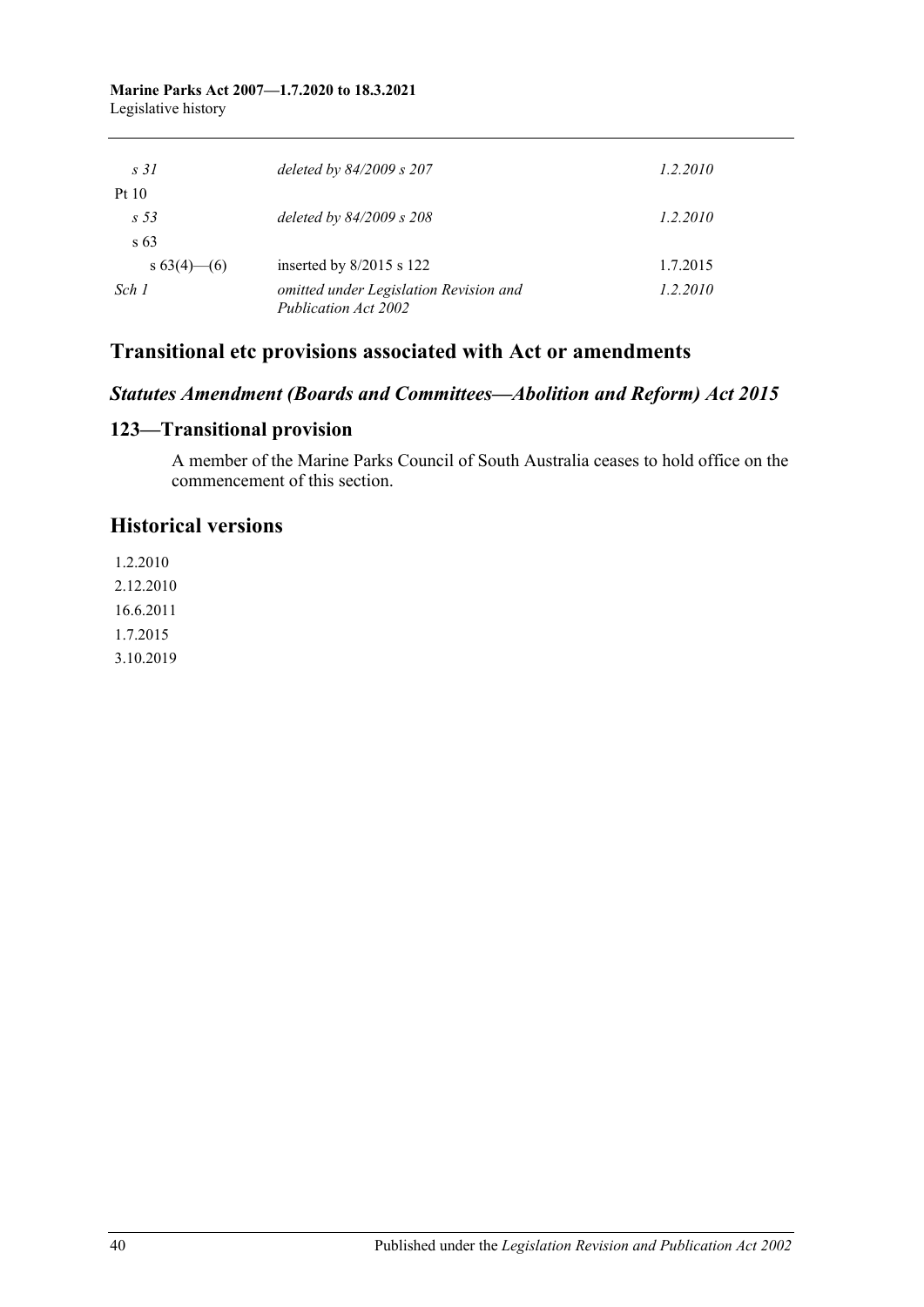| | | |
|---|---|---|
| *s 31* | *deleted by 84/2009 s 207* | *1.2.2010* |
| Pt 10 | | |
| *s 53* | *deleted by 84/2009 s 208* | *1.2.2010* |
| s 63 | | |
| s 63(4)—(6) | inserted by 8/2015 s 122 | 1.7.2015 |
| *Sch 1* | *omitted under Legislation Revision and Publication Act 2002* | *1.2.2010* |

## Transitional etc provisions associated with Act or amendments

### *Statutes Amendment (Boards and Committees—Abolition and Reform) Act 2015*

### 123—Transitional provision

A member of the Marine Parks Council of South Australia ceases to hold office on the commencement of this section.

## Historical versions

1.2.2010

2.12.2010

16.6.2011

1.7.2015

3.10.2019